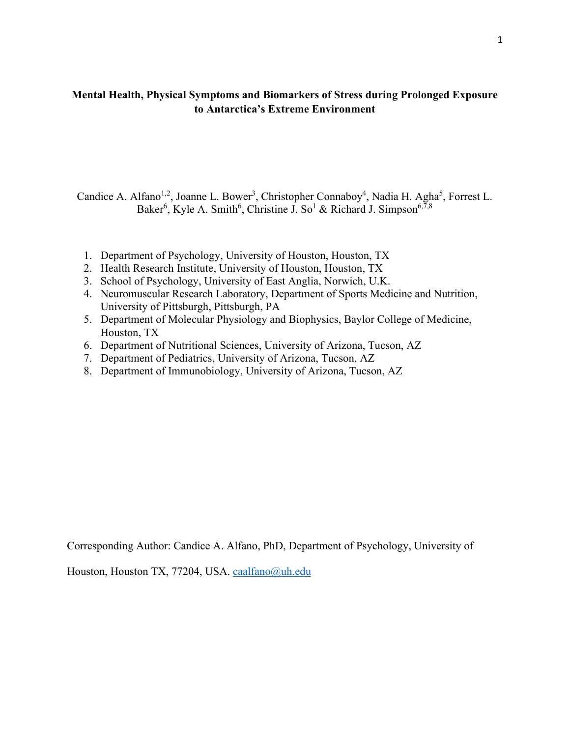# Mental Health, Physical Symptoms and Biomarkers of Stress during Prolonged Exposure to Antarctica's Extreme Environment

Candice A. Alfano[1,2], Joanne L. Bower[3], Christopher Connaboy[4], Nadia H. Agha[5], Forrest L. Baker[6], Kyle A. Smith[6], Christine J. So[1] & Richard J. Simpson[6,7,8]

1. Department of Psychology, University of Houston, Houston, TX
2. Health Research Institute, University of Houston, Houston, TX
3. School of Psychology, University of East Anglia, Norwich, U.K.
4. Neuromuscular Research Laboratory, Department of Sports Medicine and Nutrition, University of Pittsburgh, Pittsburgh, PA
5. Department of Molecular Physiology and Biophysics, Baylor College of Medicine, Houston, TX
6. Department of Nutritional Sciences, University of Arizona, Tucson, AZ
7. Department of Pediatrics, University of Arizona, Tucson, AZ
8. Department of Immunobiology, University of Arizona, Tucson, AZ

Corresponding Author: Candice A. Alfano, PhD, Department of Psychology, University of Houston, Houston TX, 77204, USA. caalfano@uh.edu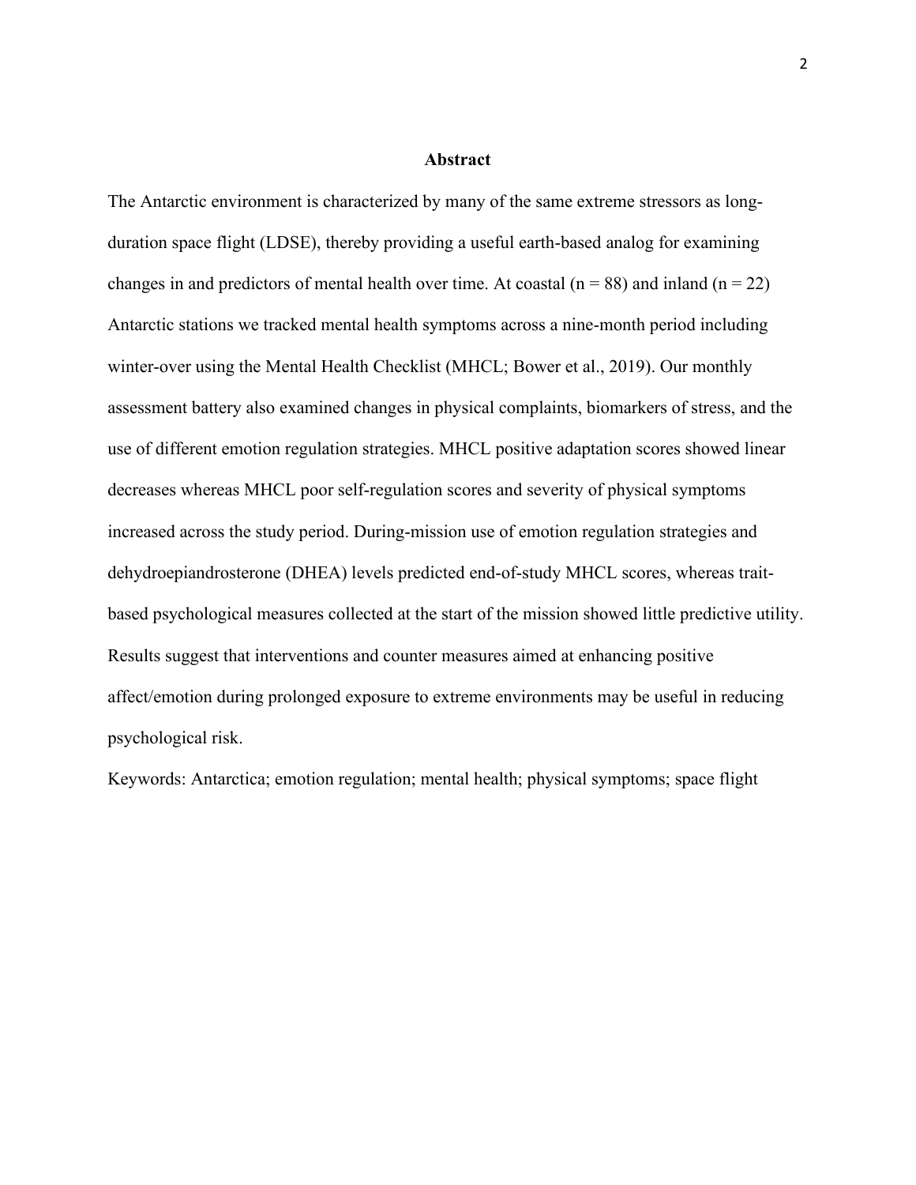## Abstract

The Antarctic environment is characterized by many of the same extreme stressors as long-duration space flight (LDSE), thereby providing a useful earth-based analog for examining changes in and predictors of mental health over time. At coastal (n = 88) and inland (n = 22) Antarctic stations we tracked mental health symptoms across a nine-month period including winter-over using the Mental Health Checklist (MHCL; Bower et al., 2019). Our monthly assessment battery also examined changes in physical complaints, biomarkers of stress, and the use of different emotion regulation strategies. MHCL positive adaptation scores showed linear decreases whereas MHCL poor self-regulation scores and severity of physical symptoms increased across the study period. During-mission use of emotion regulation strategies and dehydroepiandrosterone (DHEA) levels predicted end-of-study MHCL scores, whereas trait-based psychological measures collected at the start of the mission showed little predictive utility. Results suggest that interventions and counter measures aimed at enhancing positive affect/emotion during prolonged exposure to extreme environments may be useful in reducing psychological risk.

Keywords: Antarctica; emotion regulation; mental health; physical symptoms; space flight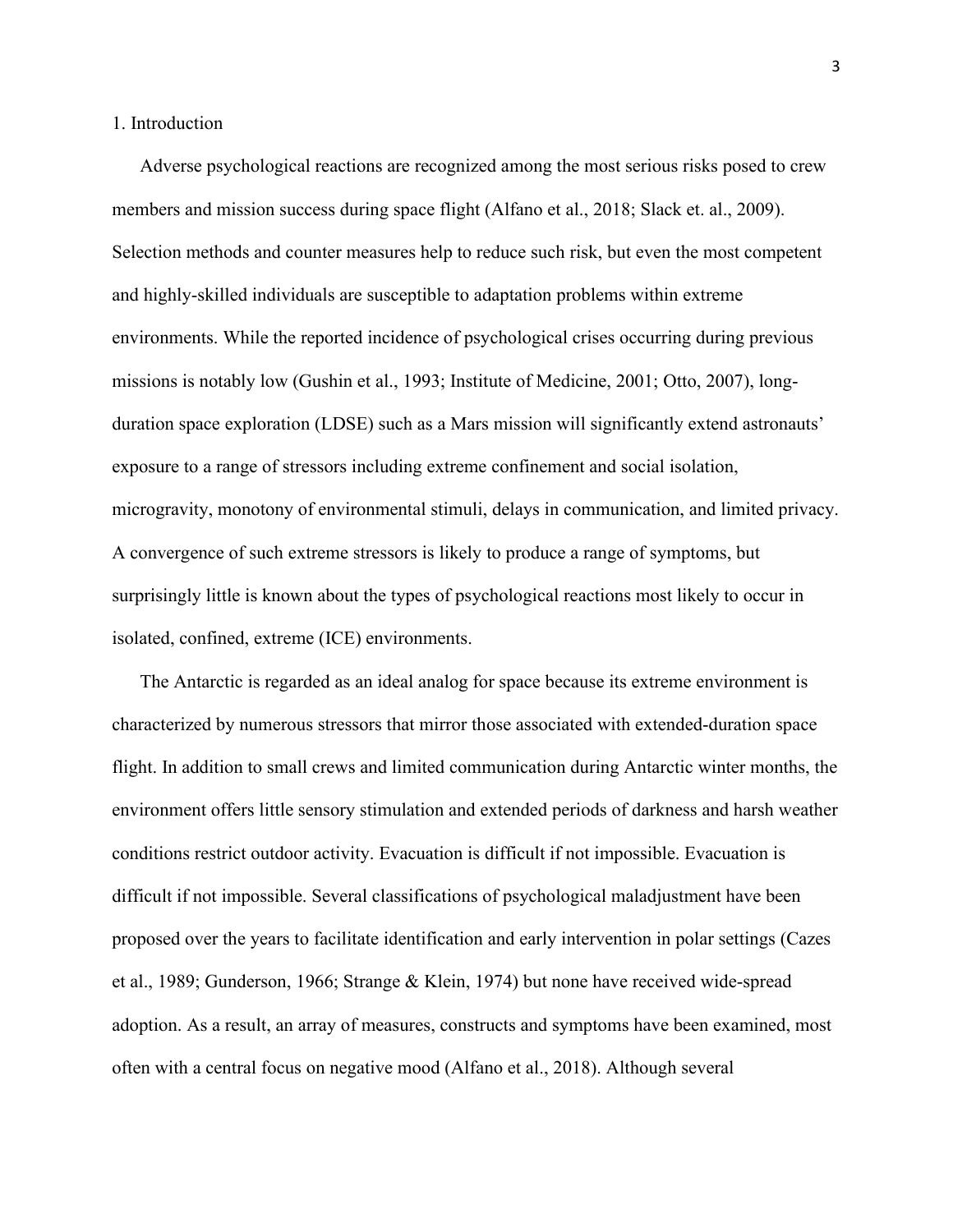## 1. Introduction

Adverse psychological reactions are recognized among the most serious risks posed to crew members and mission success during space flight (Alfano et al., 2018; Slack et. al., 2009). Selection methods and counter measures help to reduce such risk, but even the most competent and highly-skilled individuals are susceptible to adaptation problems within extreme environments. While the reported incidence of psychological crises occurring during previous missions is notably low (Gushin et al., 1993; Institute of Medicine, 2001; Otto, 2007), long-duration space exploration (LDSE) such as a Mars mission will significantly extend astronauts' exposure to a range of stressors including extreme confinement and social isolation, microgravity, monotony of environmental stimuli, delays in communication, and limited privacy. A convergence of such extreme stressors is likely to produce a range of symptoms, but surprisingly little is known about the types of psychological reactions most likely to occur in isolated, confined, extreme (ICE) environments.

The Antarctic is regarded as an ideal analog for space because its extreme environment is characterized by numerous stressors that mirror those associated with extended-duration space flight. In addition to small crews and limited communication during Antarctic winter months, the environment offers little sensory stimulation and extended periods of darkness and harsh weather conditions restrict outdoor activity. Evacuation is difficult if not impossible. Evacuation is difficult if not impossible. Several classifications of psychological maladjustment have been proposed over the years to facilitate identification and early intervention in polar settings (Cazes et al., 1989; Gunderson, 1966; Strange & Klein, 1974) but none have received wide-spread adoption. As a result, an array of measures, constructs and symptoms have been examined, most often with a central focus on negative mood (Alfano et al., 2018). Although several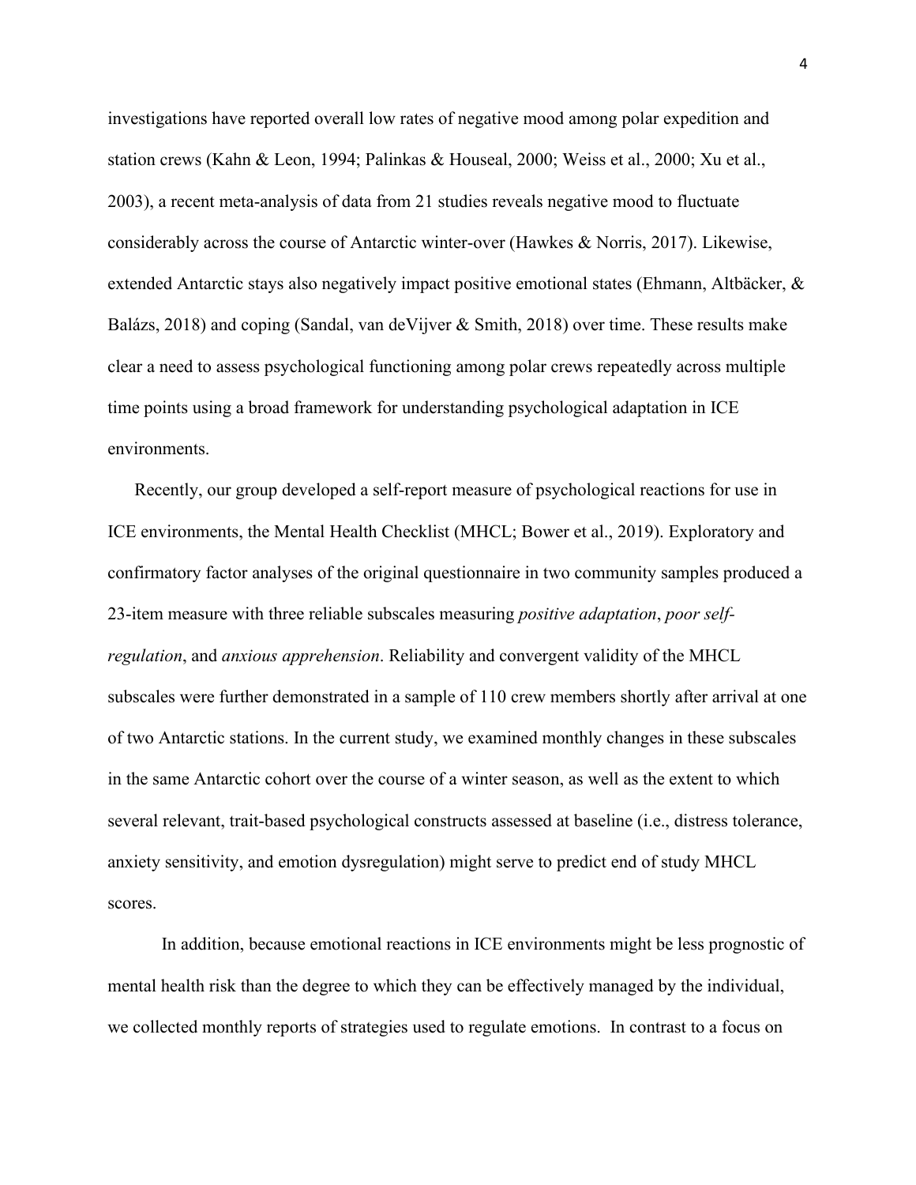investigations have reported overall low rates of negative mood among polar expedition and station crews (Kahn & Leon, 1994; Palinkas & Houseal, 2000; Weiss et al., 2000; Xu et al., 2003), a recent meta-analysis of data from 21 studies reveals negative mood to fluctuate considerably across the course of Antarctic winter-over (Hawkes & Norris, 2017). Likewise, extended Antarctic stays also negatively impact positive emotional states (Ehmann, Altbäcker, & Balázs, 2018) and coping (Sandal, van deVijver & Smith, 2018) over time. These results make clear a need to assess psychological functioning among polar crews repeatedly across multiple time points using a broad framework for understanding psychological adaptation in ICE environments.

Recently, our group developed a self-report measure of psychological reactions for use in ICE environments, the Mental Health Checklist (MHCL; Bower et al., 2019). Exploratory and confirmatory factor analyses of the original questionnaire in two community samples produced a 23-item measure with three reliable subscales measuring *positive adaptation*, *poor self-regulation*, and *anxious apprehension*. Reliability and convergent validity of the MHCL subscales were further demonstrated in a sample of 110 crew members shortly after arrival at one of two Antarctic stations. In the current study, we examined monthly changes in these subscales in the same Antarctic cohort over the course of a winter season, as well as the extent to which several relevant, trait-based psychological constructs assessed at baseline (i.e., distress tolerance, anxiety sensitivity, and emotion dysregulation) might serve to predict end of study MHCL scores.

In addition, because emotional reactions in ICE environments might be less prognostic of mental health risk than the degree to which they can be effectively managed by the individual, we collected monthly reports of strategies used to regulate emotions. In contrast to a focus on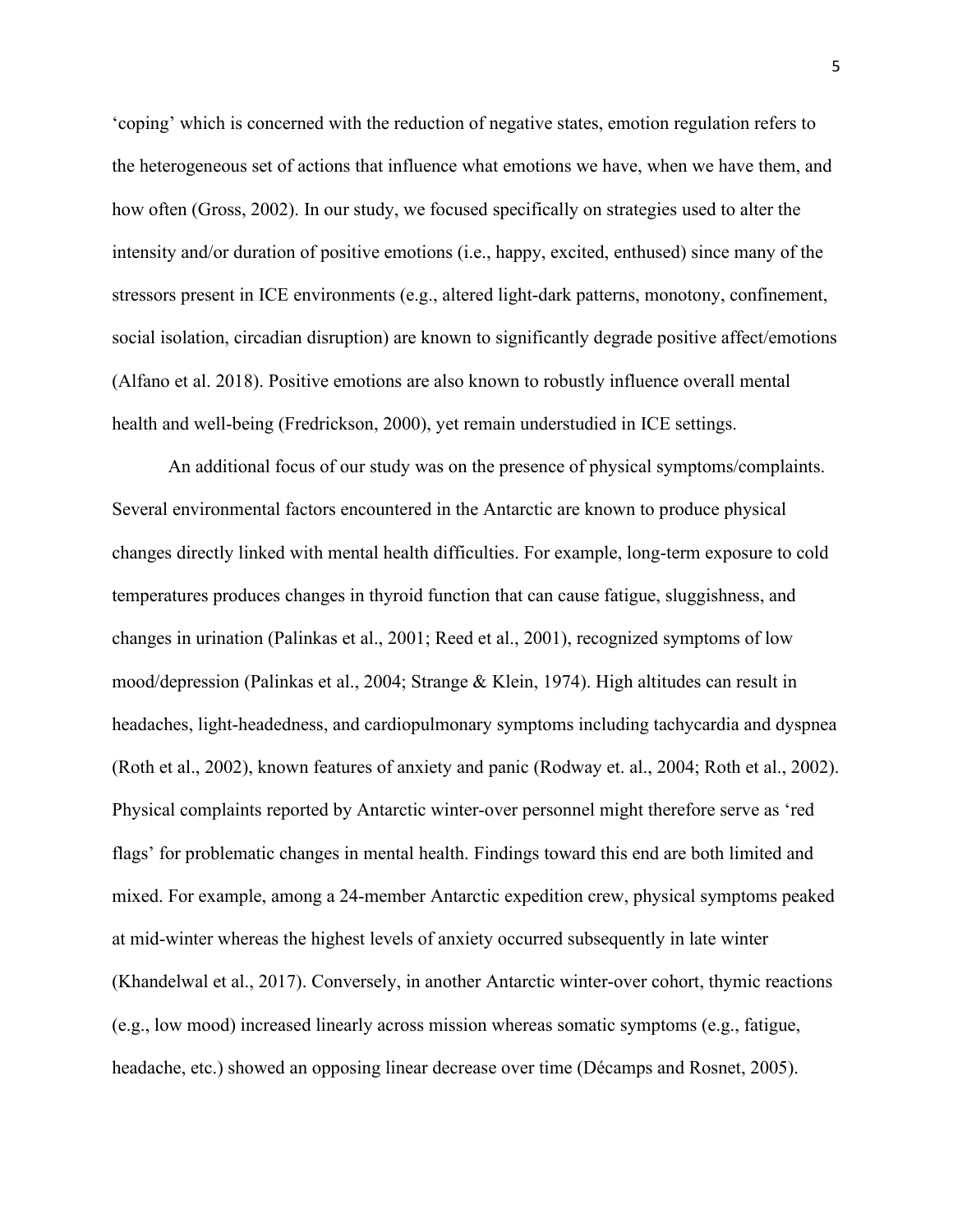'coping' which is concerned with the reduction of negative states, emotion regulation refers to the heterogeneous set of actions that influence what emotions we have, when we have them, and how often (Gross, 2002). In our study, we focused specifically on strategies used to alter the intensity and/or duration of positive emotions (i.e., happy, excited, enthused) since many of the stressors present in ICE environments (e.g., altered light-dark patterns, monotony, confinement, social isolation, circadian disruption) are known to significantly degrade positive affect/emotions (Alfano et al. 2018). Positive emotions are also known to robustly influence overall mental health and well-being (Fredrickson, 2000), yet remain understudied in ICE settings.

An additional focus of our study was on the presence of physical symptoms/complaints. Several environmental factors encountered in the Antarctic are known to produce physical changes directly linked with mental health difficulties. For example, long-term exposure to cold temperatures produces changes in thyroid function that can cause fatigue, sluggishness, and changes in urination (Palinkas et al., 2001; Reed et al., 2001), recognized symptoms of low mood/depression (Palinkas et al., 2004; Strange & Klein, 1974). High altitudes can result in headaches, light-headedness, and cardiopulmonary symptoms including tachycardia and dyspnea (Roth et al., 2002), known features of anxiety and panic (Rodway et. al., 2004; Roth et al., 2002). Physical complaints reported by Antarctic winter-over personnel might therefore serve as 'red flags' for problematic changes in mental health. Findings toward this end are both limited and mixed. For example, among a 24-member Antarctic expedition crew, physical symptoms peaked at mid-winter whereas the highest levels of anxiety occurred subsequently in late winter (Khandelwal et al., 2017). Conversely, in another Antarctic winter-over cohort, thymic reactions (e.g., low mood) increased linearly across mission whereas somatic symptoms (e.g., fatigue, headache, etc.) showed an opposing linear decrease over time (Décamps and Rosnet, 2005).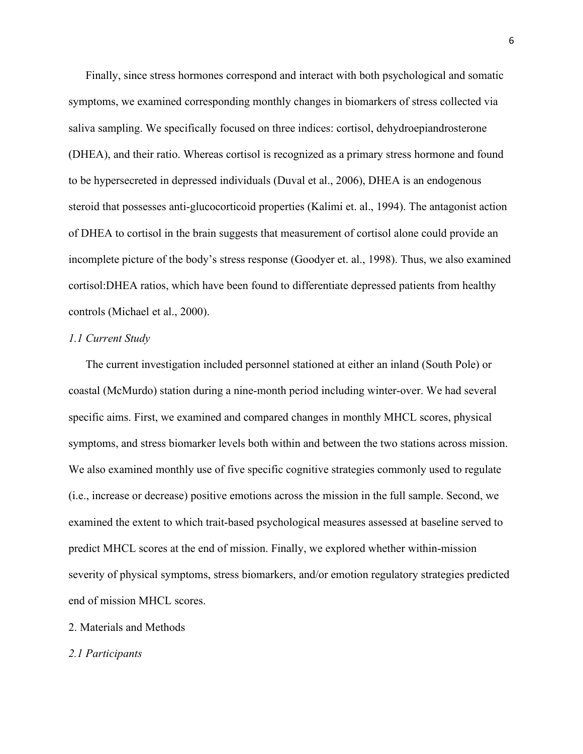Finally, since stress hormones correspond and interact with both psychological and somatic symptoms, we examined corresponding monthly changes in biomarkers of stress collected via saliva sampling. We specifically focused on three indices: cortisol, dehydroepiandrosterone (DHEA), and their ratio. Whereas cortisol is recognized as a primary stress hormone and found to be hypersecreted in depressed individuals (Duval et al., 2006), DHEA is an endogenous steroid that possesses anti-glucocorticoid properties (Kalimi et. al., 1994). The antagonist action of DHEA to cortisol in the brain suggests that measurement of cortisol alone could provide an incomplete picture of the body's stress response (Goodyer et. al., 1998). Thus, we also examined cortisol:DHEA ratios, which have been found to differentiate depressed patients from healthy controls (Michael et al., 2000).

### *1.1 Current Study*

The current investigation included personnel stationed at either an inland (South Pole) or coastal (McMurdo) station during a nine-month period including winter-over. We had several specific aims. First, we examined and compared changes in monthly MHCL scores, physical symptoms, and stress biomarker levels both within and between the two stations across mission. We also examined monthly use of five specific cognitive strategies commonly used to regulate (i.e., increase or decrease) positive emotions across the mission in the full sample. Second, we examined the extent to which trait-based psychological measures assessed at baseline served to predict MHCL scores at the end of mission. Finally, we explored whether within-mission severity of physical symptoms, stress biomarkers, and/or emotion regulatory strategies predicted end of mission MHCL scores.

## 2. Materials and Methods

### *2.1 Participants*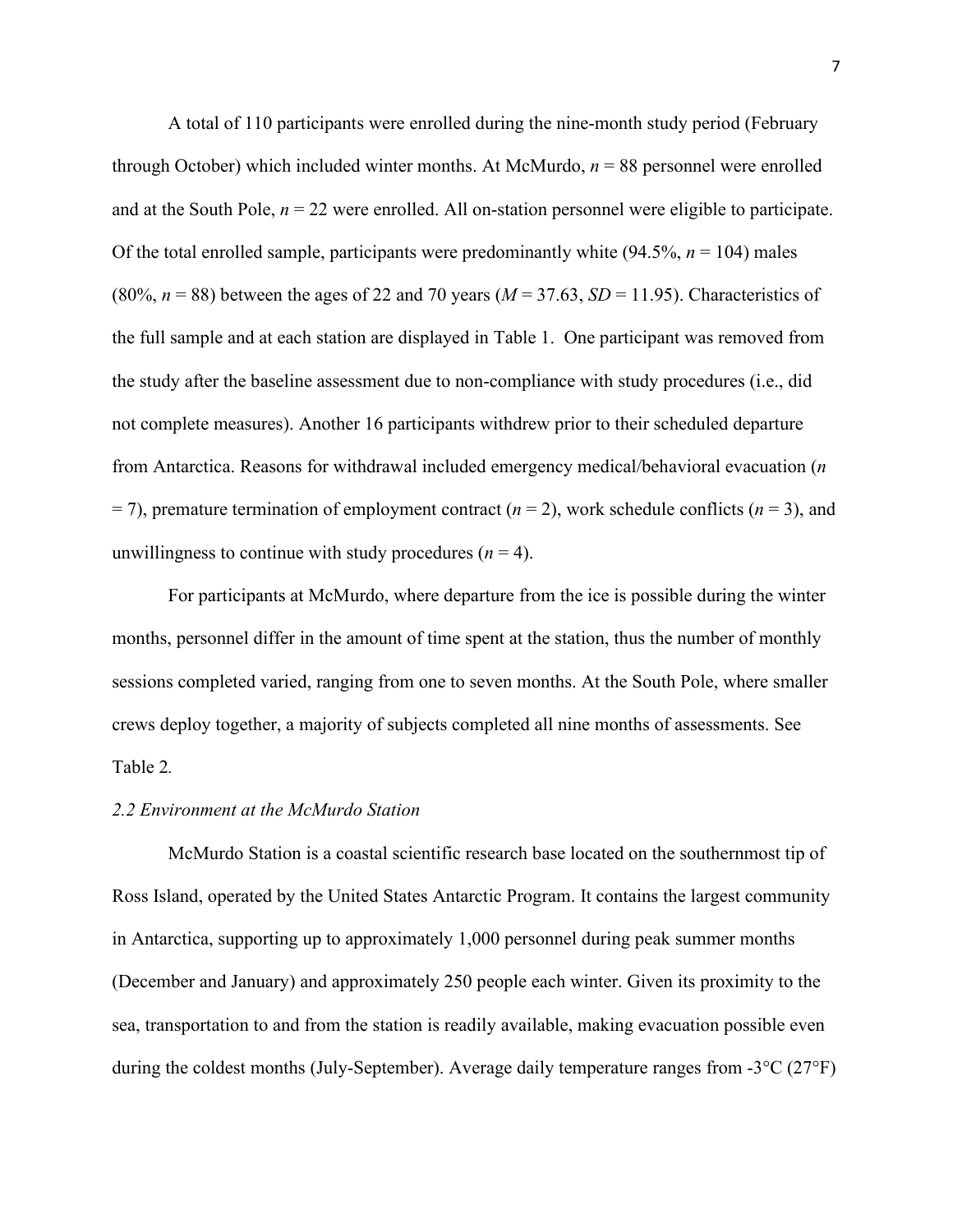A total of 110 participants were enrolled during the nine-month study period (February through October) which included winter months. At McMurdo, $n$ = 88 personnel were enrolled and at the South Pole, $n$ = 22 were enrolled. All on-station personnel were eligible to participate. Of the total enrolled sample, participants were predominantly white (94.5%, $n$ = 104) males (80%, $n$ = 88) between the ages of 22 and 70 years ($M$ = 37.63, $SD$ = 11.95). Characteristics of the full sample and at each station are displayed in Table 1. One participant was removed from the study after the baseline assessment due to non-compliance with study procedures (i.e., did not complete measures). Another 16 participants withdrew prior to their scheduled departure from Antarctica. Reasons for withdrawal included emergency medical/behavioral evacuation ($n$ = 7), premature termination of employment contract ($n$ = 2), work schedule conflicts ($n$ = 3), and unwillingness to continue with study procedures ($n$ = 4).

For participants at McMurdo, where departure from the ice is possible during the winter months, personnel differ in the amount of time spent at the station, thus the number of monthly sessions completed varied, ranging from one to seven months. At the South Pole, where smaller crews deploy together, a majority of subjects completed all nine months of assessments. See Table 2.

### *2.2 Environment at the McMurdo Station*

McMurdo Station is a coastal scientific research base located on the southernmost tip of Ross Island, operated by the United States Antarctic Program. It contains the largest community in Antarctica, supporting up to approximately 1,000 personnel during peak summer months (December and January) and approximately 250 people each winter. Given its proximity to the sea, transportation to and from the station is readily available, making evacuation possible even during the coldest months (July-September). Average daily temperature ranges from -3°C (27°F)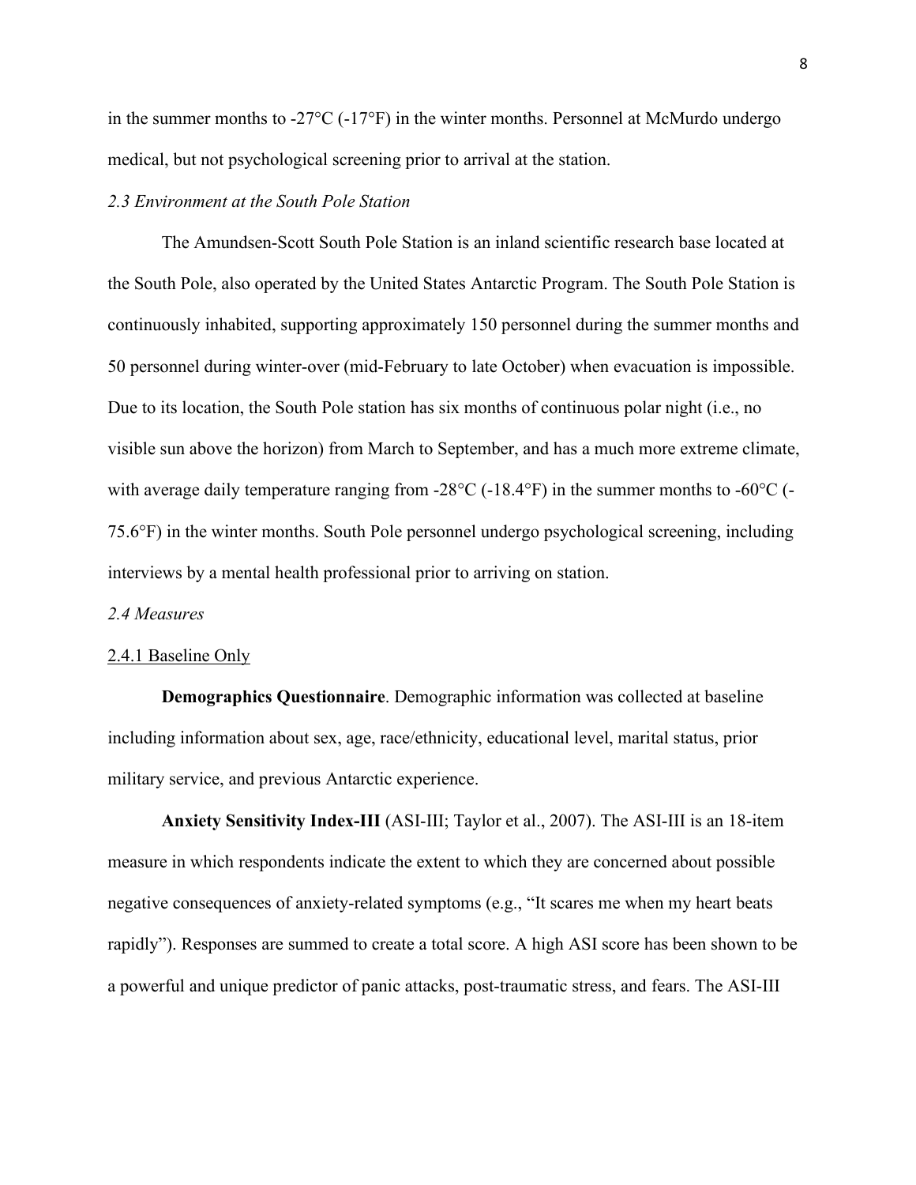in the summer months to -27°C (-17°F) in the winter months. Personnel at McMurdo undergo medical, but not psychological screening prior to arrival at the station.

### *2.3 Environment at the South Pole Station*

The Amundsen-Scott South Pole Station is an inland scientific research base located at the South Pole, also operated by the United States Antarctic Program. The South Pole Station is continuously inhabited, supporting approximately 150 personnel during the summer months and 50 personnel during winter-over (mid-February to late October) when evacuation is impossible. Due to its location, the South Pole station has six months of continuous polar night (i.e., no visible sun above the horizon) from March to September, and has a much more extreme climate, with average daily temperature ranging from -28°C (-18.4°F) in the summer months to -60°C (-75.6°F) in the winter months. South Pole personnel undergo psychological screening, including interviews by a mental health professional prior to arriving on station.

### *2.4 Measures*

#### 2.4.1 Baseline Only

**Demographics Questionnaire**. Demographic information was collected at baseline including information about sex, age, race/ethnicity, educational level, marital status, prior military service, and previous Antarctic experience.

**Anxiety Sensitivity Index-III** (ASI-III; Taylor et al., 2007). The ASI-III is an 18-item measure in which respondents indicate the extent to which they are concerned about possible negative consequences of anxiety-related symptoms (e.g., "It scares me when my heart beats rapidly"). Responses are summed to create a total score. A high ASI score has been shown to be a powerful and unique predictor of panic attacks, post-traumatic stress, and fears. The ASI-III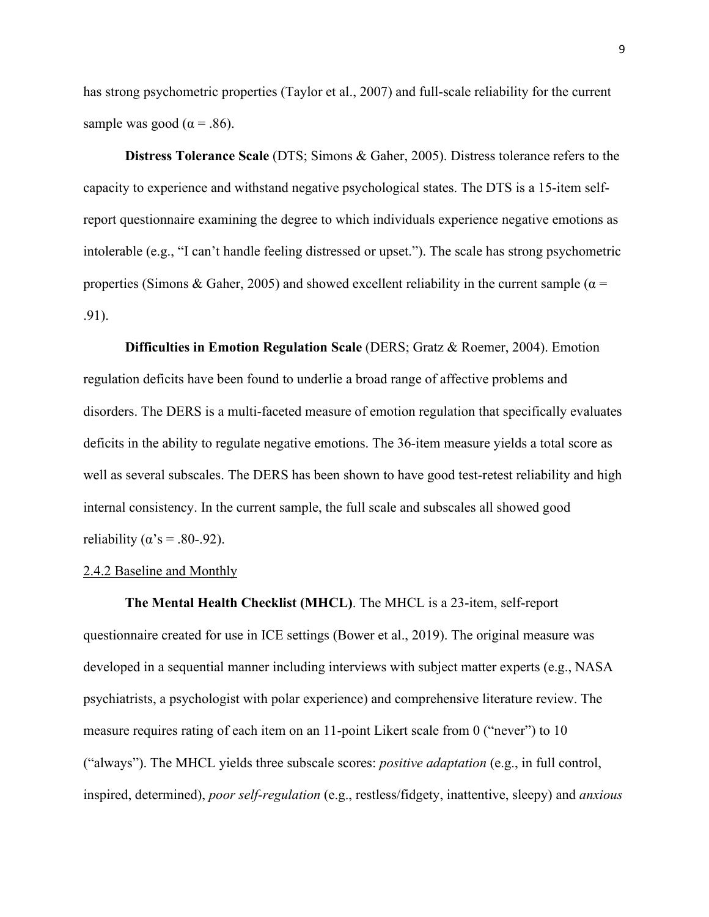has strong psychometric properties (Taylor et al., 2007) and full-scale reliability for the current sample was good ($\alpha = .86$).

**Distress Tolerance Scale** (DTS; Simons & Gaher, 2005). Distress tolerance refers to the capacity to experience and withstand negative psychological states. The DTS is a 15-item self-report questionnaire examining the degree to which individuals experience negative emotions as intolerable (e.g., "I can't handle feeling distressed or upset."). The scale has strong psychometric properties (Simons & Gaher, 2005) and showed excellent reliability in the current sample ($\alpha = .91$).

**Difficulties in Emotion Regulation Scale** (DERS; Gratz & Roemer, 2004). Emotion regulation deficits have been found to underlie a broad range of affective problems and disorders. The DERS is a multi-faceted measure of emotion regulation that specifically evaluates deficits in the ability to regulate negative emotions. The 36-item measure yields a total score as well as several subscales. The DERS has been shown to have good test-retest reliability and high internal consistency. In the current sample, the full scale and subscales all showed good reliability ($\alpha$'s = .80-.92).

2.4.2 Baseline and Monthly

**The Mental Health Checklist (MHCL)**. The MHCL is a 23-item, self-report questionnaire created for use in ICE settings (Bower et al., 2019). The original measure was developed in a sequential manner including interviews with subject matter experts (e.g., NASA psychiatrists, a psychologist with polar experience) and comprehensive literature review. The measure requires rating of each item on an 11-point Likert scale from 0 ("never") to 10 ("always"). The MHCL yields three subscale scores: *positive adaptation* (e.g., in full control, inspired, determined), *poor self-regulation* (e.g., restless/fidgety, inattentive, sleepy) and *anxious*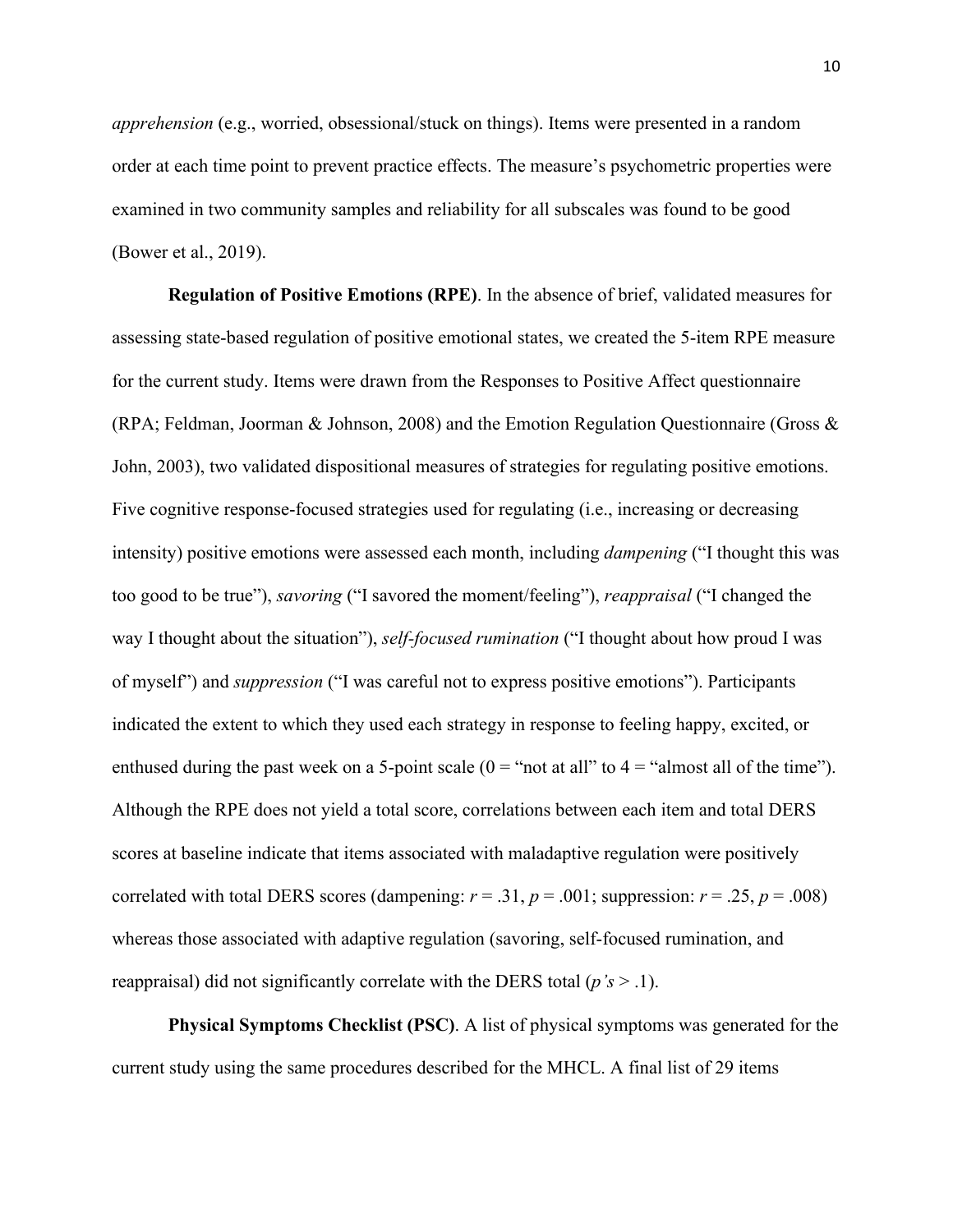*apprehension* (e.g., worried, obsessional/stuck on things). Items were presented in a random order at each time point to prevent practice effects. The measure's psychometric properties were examined in two community samples and reliability for all subscales was found to be good (Bower et al., 2019).

**Regulation of Positive Emotions (RPE)**. In the absence of brief, validated measures for assessing state-based regulation of positive emotional states, we created the 5-item RPE measure for the current study. Items were drawn from the Responses to Positive Affect questionnaire (RPA; Feldman, Joorman & Johnson, 2008) and the Emotion Regulation Questionnaire (Gross & John, 2003), two validated dispositional measures of strategies for regulating positive emotions. Five cognitive response-focused strategies used for regulating (i.e., increasing or decreasing intensity) positive emotions were assessed each month, including *dampening* ("I thought this was too good to be true"), *savoring* ("I savored the moment/feeling"), *reappraisal* ("I changed the way I thought about the situation"), *self-focused rumination* ("I thought about how proud I was of myself") and *suppression* ("I was careful not to express positive emotions"). Participants indicated the extent to which they used each strategy in response to feeling happy, excited, or enthused during the past week on a 5-point scale (0 = "not at all" to 4 = "almost all of the time"). Although the RPE does not yield a total score, correlations between each item and total DERS scores at baseline indicate that items associated with maladaptive regulation were positively correlated with total DERS scores (dampening: $r = .31$, $p = .001$; suppression: $r = .25$, $p = .008$) whereas those associated with adaptive regulation (savoring, self-focused rumination, and reappraisal) did not significantly correlate with the DERS total ($p$*'s* $> .1$).

**Physical Symptoms Checklist (PSC)**. A list of physical symptoms was generated for the current study using the same procedures described for the MHCL. A final list of 29 items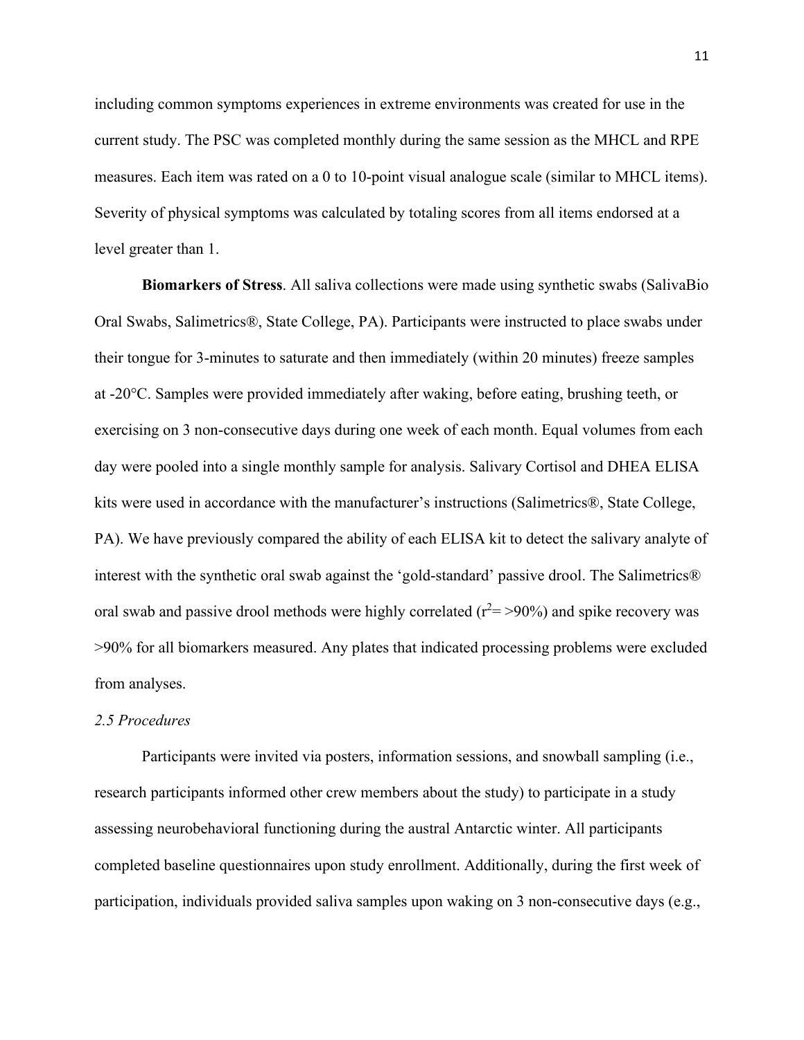including common symptoms experiences in extreme environments was created for use in the current study. The PSC was completed monthly during the same session as the MHCL and RPE measures. Each item was rated on a 0 to 10-point visual analogue scale (similar to MHCL items). Severity of physical symptoms was calculated by totaling scores from all items endorsed at a level greater than 1.

**Biomarkers of Stress**. All saliva collections were made using synthetic swabs (SalivaBio Oral Swabs, Salimetrics®, State College, PA). Participants were instructed to place swabs under their tongue for 3-minutes to saturate and then immediately (within 20 minutes) freeze samples at -20°C. Samples were provided immediately after waking, before eating, brushing teeth, or exercising on 3 non-consecutive days during one week of each month. Equal volumes from each day were pooled into a single monthly sample for analysis. Salivary Cortisol and DHEA ELISA kits were used in accordance with the manufacturer's instructions (Salimetrics®, State College, PA). We have previously compared the ability of each ELISA kit to detect the salivary analyte of interest with the synthetic oral swab against the 'gold-standard' passive drool. The Salimetrics® oral swab and passive drool methods were highly correlated ($r^2$= >90%) and spike recovery was >90% for all biomarkers measured. Any plates that indicated processing problems were excluded from analyses.

*2.5 Procedures*

Participants were invited via posters, information sessions, and snowball sampling (i.e., research participants informed other crew members about the study) to participate in a study assessing neurobehavioral functioning during the austral Antarctic winter. All participants completed baseline questionnaires upon study enrollment. Additionally, during the first week of participation, individuals provided saliva samples upon waking on 3 non-consecutive days (e.g.,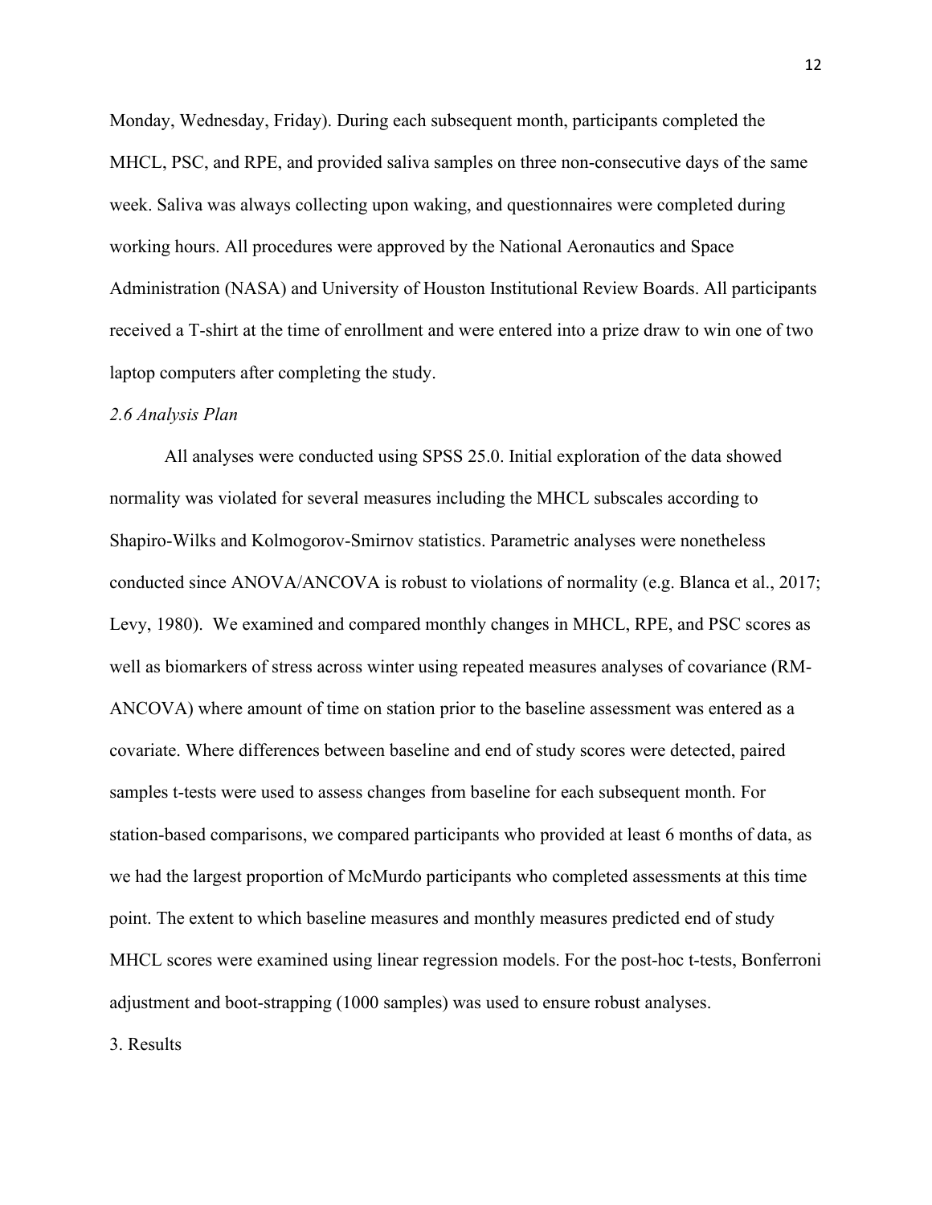Monday, Wednesday, Friday). During each subsequent month, participants completed the MHCL, PSC, and RPE, and provided saliva samples on three non-consecutive days of the same week. Saliva was always collecting upon waking, and questionnaires were completed during working hours. All procedures were approved by the National Aeronautics and Space Administration (NASA) and University of Houston Institutional Review Boards. All participants received a T-shirt at the time of enrollment and were entered into a prize draw to win one of two laptop computers after completing the study.

### *2.6 Analysis Plan*

All analyses were conducted using SPSS 25.0. Initial exploration of the data showed normality was violated for several measures including the MHCL subscales according to Shapiro-Wilks and Kolmogorov-Smirnov statistics. Parametric analyses were nonetheless conducted since ANOVA/ANCOVA is robust to violations of normality (e.g. Blanca et al., 2017; Levy, 1980). We examined and compared monthly changes in MHCL, RPE, and PSC scores as well as biomarkers of stress across winter using repeated measures analyses of covariance (RM-ANCOVA) where amount of time on station prior to the baseline assessment was entered as a covariate. Where differences between baseline and end of study scores were detected, paired samples t-tests were used to assess changes from baseline for each subsequent month. For station-based comparisons, we compared participants who provided at least 6 months of data, as we had the largest proportion of McMurdo participants who completed assessments at this time point. The extent to which baseline measures and monthly measures predicted end of study MHCL scores were examined using linear regression models. For the post-hoc t-tests, Bonferroni adjustment and boot-strapping (1000 samples) was used to ensure robust analyses.

## 3. Results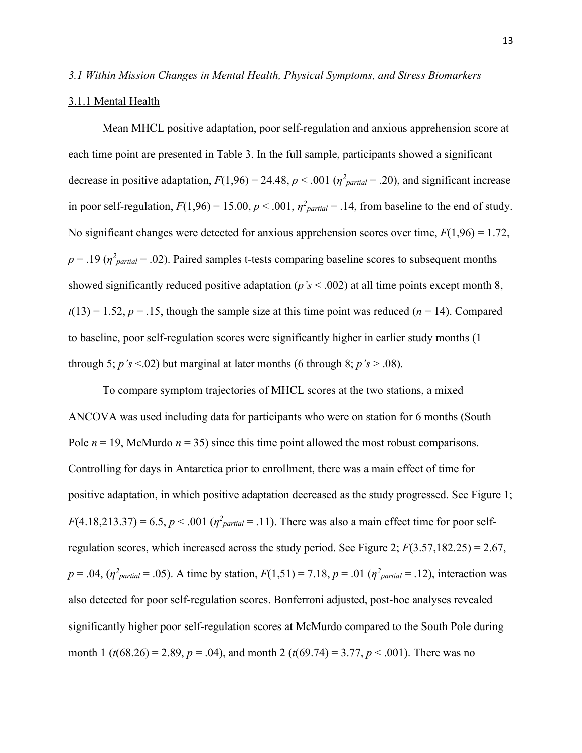### *3.1 Within Mission Changes in Mental Health, Physical Symptoms, and Stress Biomarkers*

#### 3.1.1 Mental Health

Mean MHCL positive adaptation, poor self-regulation and anxious apprehension score at each time point are presented in Table 3. In the full sample, participants showed a significant decrease in positive adaptation, $F(1,96) = 24.48$, $p < .001$ ($\eta^2_{partial} = .20$), and significant increase in poor self-regulation, $F(1,96) = 15.00$, $p < .001$, $\eta^2_{partial} = .14$, from baseline to the end of study. No significant changes were detected for anxious apprehension scores over time, $F(1,96) = 1.72$, $p = .19$ ($\eta^2_{partial} = .02$). Paired samples t-tests comparing baseline scores to subsequent months showed significantly reduced positive adaptation (*p's* < .002) at all time points except month 8, $t(13) = 1.52$, $p = .15$, though the sample size at this time point was reduced ($n = 14$). Compared to baseline, poor self-regulation scores were significantly higher in earlier study months (1 through 5; *p's* <.02) but marginal at later months (6 through 8; *p's* > .08).

To compare symptom trajectories of MHCL scores at the two stations, a mixed ANCOVA was used including data for participants who were on station for 6 months (South Pole $n = 19$, McMurdo $n = 35$) since this time point allowed the most robust comparisons. Controlling for days in Antarctica prior to enrollment, there was a main effect of time for positive adaptation, in which positive adaptation decreased as the study progressed. See Figure 1; $F(4.18,213.37) = 6.5$, $p < .001$ ($\eta^2_{partial} = .11$). There was also a main effect time for poor self-regulation scores, which increased across the study period. See Figure 2; $F(3.57,182.25) = 2.67$, $p = .04$, ($\eta^2_{partial} = .05$). A time by station, $F(1,51) = 7.18$, $p = .01$ ($\eta^2_{partial} = .12$), interaction was also detected for poor self-regulation scores. Bonferroni adjusted, post-hoc analyses revealed significantly higher poor self-regulation scores at McMurdo compared to the South Pole during month 1 ($t(68.26) = 2.89$, $p = .04$), and month 2 ($t(69.74) = 3.77$, $p < .001$). There was no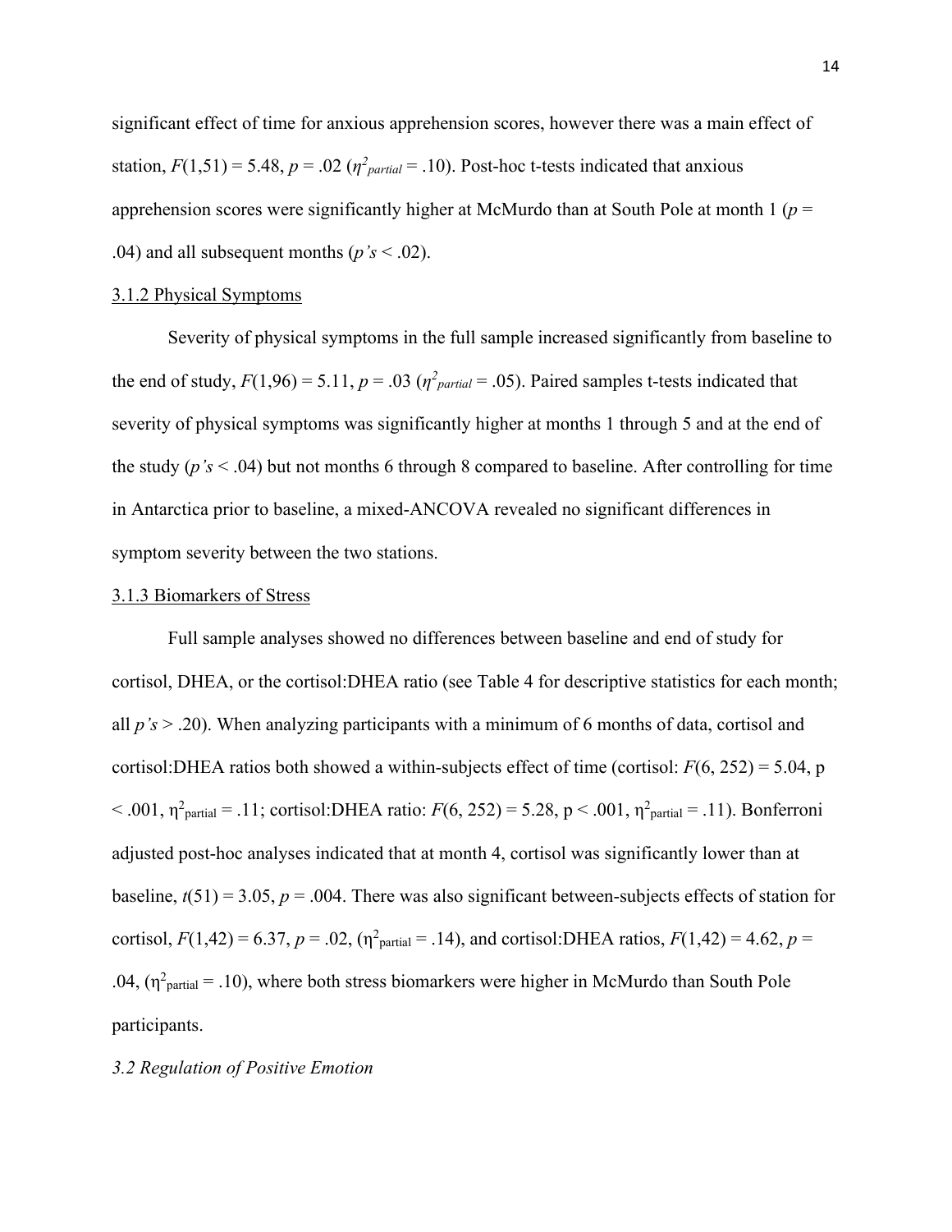significant effect of time for anxious apprehension scores, however there was a main effect of station, $F(1,51) = 5.48$, $p = .02$ ($\eta^2_{partial} = .10$). Post-hoc t-tests indicated that anxious apprehension scores were significantly higher at McMurdo than at South Pole at month 1 ($p = .04$) and all subsequent months (*p's* < .02).

### 3.1.2 Physical Symptoms

Severity of physical symptoms in the full sample increased significantly from baseline to the end of study, $F(1,96) = 5.11$, $p = .03$ ($\eta^2_{partial} = .05$). Paired samples t-tests indicated that severity of physical symptoms was significantly higher at months 1 through 5 and at the end of the study (*p's* < .04) but not months 6 through 8 compared to baseline. After controlling for time in Antarctica prior to baseline, a mixed-ANCOVA revealed no significant differences in symptom severity between the two stations.

### 3.1.3 Biomarkers of Stress

Full sample analyses showed no differences between baseline and end of study for cortisol, DHEA, or the cortisol:DHEA ratio (see Table 4 for descriptive statistics for each month; all *p's* > .20). When analyzing participants with a minimum of 6 months of data, cortisol and cortisol:DHEA ratios both showed a within-subjects effect of time (cortisol: $F(6, 252) = 5.04$, $p < .001$, $\eta^2_{partial} = .11$; cortisol:DHEA ratio: $F(6, 252) = 5.28$, $p < .001$, $\eta^2_{partial} = .11$). Bonferroni adjusted post-hoc analyses indicated that at month 4, cortisol was significantly lower than at baseline, $t(51) = 3.05$, $p = .004$. There was also significant between-subjects effects of station for cortisol, $F(1,42) = 6.37$, $p = .02$, ($\eta^2_{partial} = .14$), and cortisol:DHEA ratios, $F(1,42) = 4.62$, $p = .04$, ($\eta^2_{partial} = .10$), where both stress biomarkers were higher in McMurdo than South Pole participants.

## *3.2 Regulation of Positive Emotion*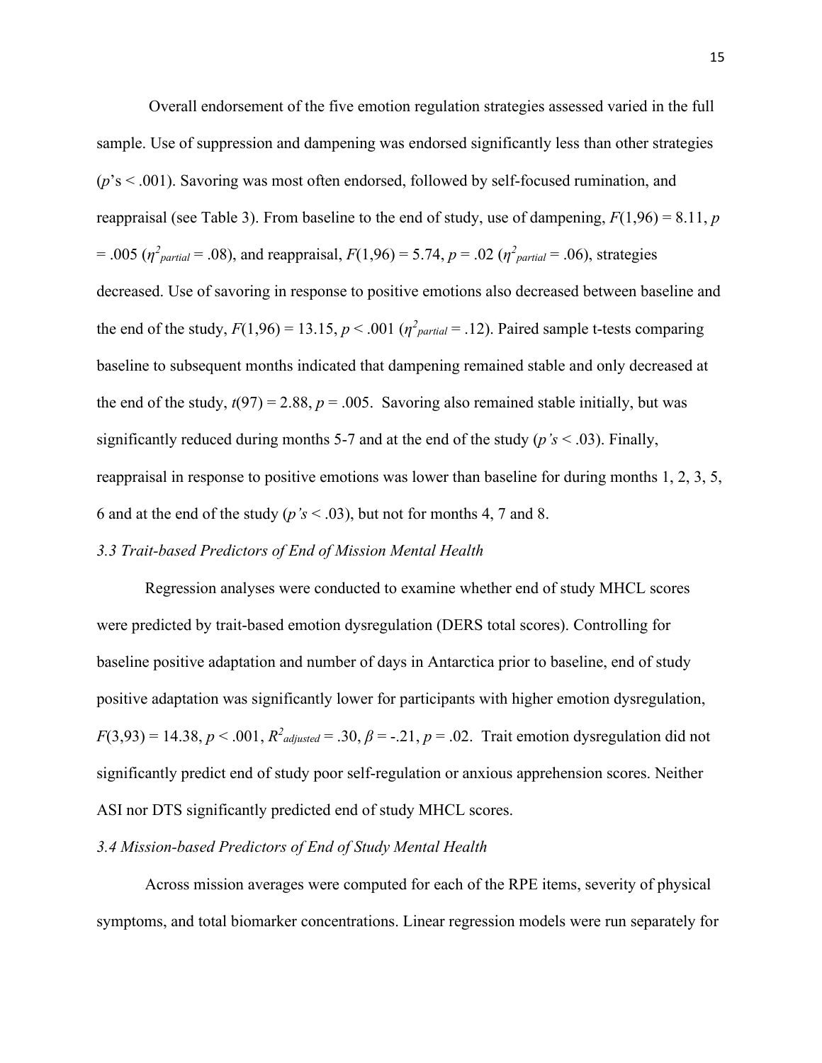Overall endorsement of the five emotion regulation strategies assessed varied in the full sample. Use of suppression and dampening was endorsed significantly less than other strategies ($p$'s < .001). Savoring was most often endorsed, followed by self-focused rumination, and reappraisal (see Table 3). From baseline to the end of study, use of dampening, $F(1,96) = 8.11$, $p = .005$ ($\eta^2_{partial} = .08$), and reappraisal, $F(1,96) = 5.74$, $p = .02$ ($\eta^2_{partial} = .06$), strategies decreased. Use of savoring in response to positive emotions also decreased between baseline and the end of the study, $F(1,96) = 13.15$, $p < .001$ ($\eta^2_{partial} = .12$). Paired sample t-tests comparing baseline to subsequent months indicated that dampening remained stable and only decreased at the end of the study, $t(97) = 2.88$, $p = .005$. Savoring also remained stable initially, but was significantly reduced during months 5-7 and at the end of the study ($p$'s < .03). Finally, reappraisal in response to positive emotions was lower than baseline for during months 1, 2, 3, 5, 6 and at the end of the study ($p$'s < .03), but not for months 4, 7 and 8.

### *3.3 Trait-based Predictors of End of Mission Mental Health*

Regression analyses were conducted to examine whether end of study MHCL scores were predicted by trait-based emotion dysregulation (DERS total scores). Controlling for baseline positive adaptation and number of days in Antarctica prior to baseline, end of study positive adaptation was significantly lower for participants with higher emotion dysregulation, $F(3,93) = 14.38$, $p < .001$, $R^2_{adjusted} = .30$, $\beta = -.21$, $p = .02$. Trait emotion dysregulation did not significantly predict end of study poor self-regulation or anxious apprehension scores. Neither ASI nor DTS significantly predicted end of study MHCL scores.

### *3.4 Mission-based Predictors of End of Study Mental Health*

Across mission averages were computed for each of the RPE items, severity of physical symptoms, and total biomarker concentrations. Linear regression models were run separately for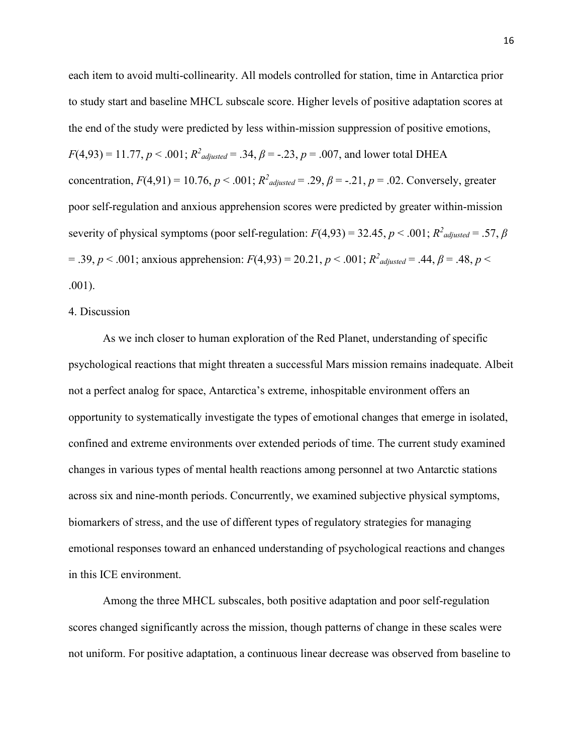each item to avoid multi-collinearity. All models controlled for station, time in Antarctica prior to study start and baseline MHCL subscale score. Higher levels of positive adaptation scores at the end of the study were predicted by less within-mission suppression of positive emotions, $F(4,93) = 11.77$, $p < .001$; $R^2_{adjusted} = .34$, $\beta = -.23$, $p = .007$, and lower total DHEA concentration, $F(4,91) = 10.76$, $p < .001$; $R^2_{adjusted} = .29$, $\beta = -.21$, $p = .02$. Conversely, greater poor self-regulation and anxious apprehension scores were predicted by greater within-mission severity of physical symptoms (poor self-regulation: $F(4,93) = 32.45$, $p < .001$; $R^2_{adjusted} = .57$, $\beta = .39$, $p < .001$; anxious apprehension: $F(4,93) = 20.21$, $p < .001$; $R^2_{adjusted} = .44$, $\beta = .48$, $p < .001$).

## 4. Discussion

As we inch closer to human exploration of the Red Planet, understanding of specific psychological reactions that might threaten a successful Mars mission remains inadequate. Albeit not a perfect analog for space, Antarctica's extreme, inhospitable environment offers an opportunity to systematically investigate the types of emotional changes that emerge in isolated, confined and extreme environments over extended periods of time. The current study examined changes in various types of mental health reactions among personnel at two Antarctic stations across six and nine-month periods. Concurrently, we examined subjective physical symptoms, biomarkers of stress, and the use of different types of regulatory strategies for managing emotional responses toward an enhanced understanding of psychological reactions and changes in this ICE environment.

Among the three MHCL subscales, both positive adaptation and poor self-regulation scores changed significantly across the mission, though patterns of change in these scales were not uniform. For positive adaptation, a continuous linear decrease was observed from baseline to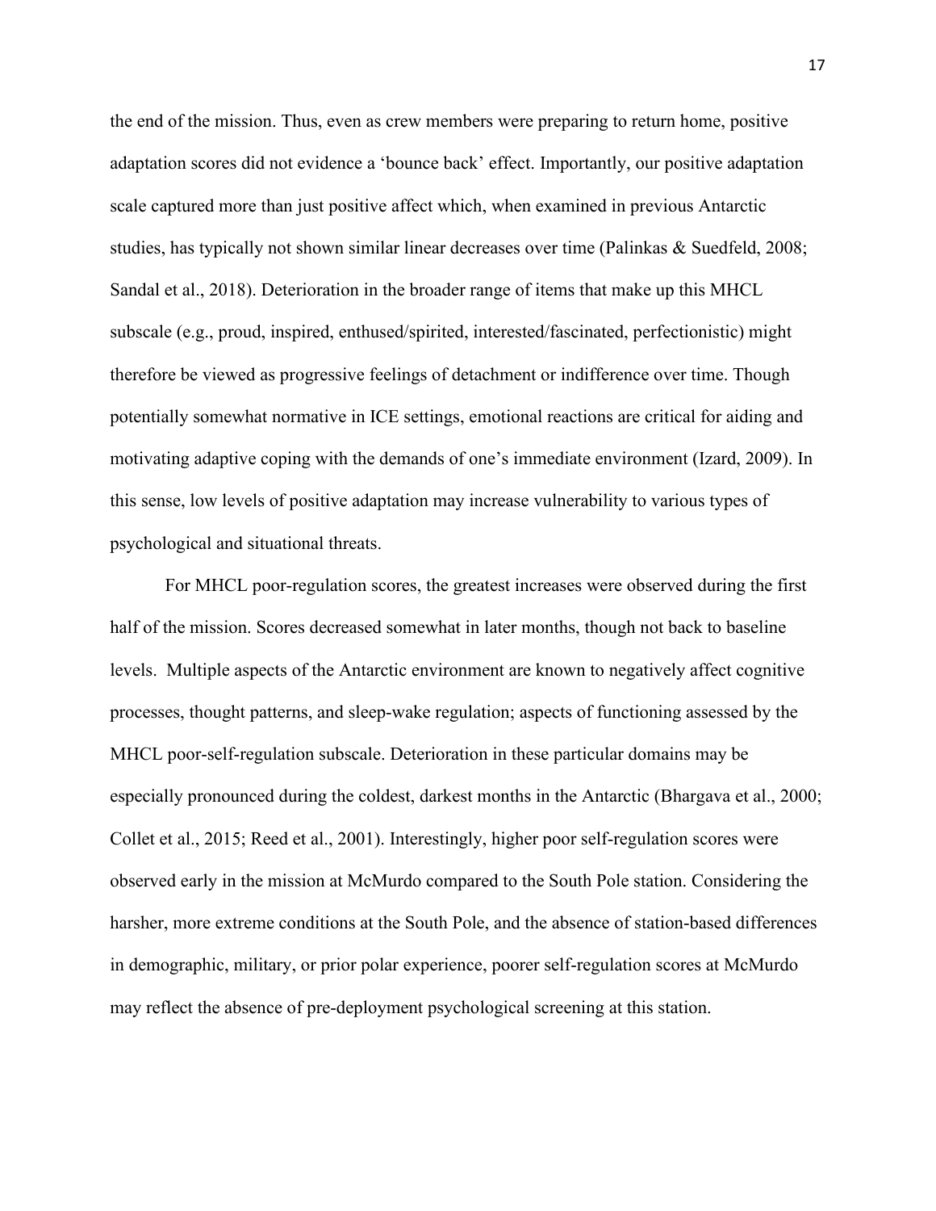the end of the mission. Thus, even as crew members were preparing to return home, positive adaptation scores did not evidence a 'bounce back' effect. Importantly, our positive adaptation scale captured more than just positive affect which, when examined in previous Antarctic studies, has typically not shown similar linear decreases over time (Palinkas & Suedfeld, 2008; Sandal et al., 2018). Deterioration in the broader range of items that make up this MHCL subscale (e.g., proud, inspired, enthused/spirited, interested/fascinated, perfectionistic) might therefore be viewed as progressive feelings of detachment or indifference over time. Though potentially somewhat normative in ICE settings, emotional reactions are critical for aiding and motivating adaptive coping with the demands of one's immediate environment (Izard, 2009). In this sense, low levels of positive adaptation may increase vulnerability to various types of psychological and situational threats.

For MHCL poor-regulation scores, the greatest increases were observed during the first half of the mission. Scores decreased somewhat in later months, though not back to baseline levels. Multiple aspects of the Antarctic environment are known to negatively affect cognitive processes, thought patterns, and sleep-wake regulation; aspects of functioning assessed by the MHCL poor-self-regulation subscale. Deterioration in these particular domains may be especially pronounced during the coldest, darkest months in the Antarctic (Bhargava et al., 2000; Collet et al., 2015; Reed et al., 2001). Interestingly, higher poor self-regulation scores were observed early in the mission at McMurdo compared to the South Pole station. Considering the harsher, more extreme conditions at the South Pole, and the absence of station-based differences in demographic, military, or prior polar experience, poorer self-regulation scores at McMurdo may reflect the absence of pre-deployment psychological screening at this station.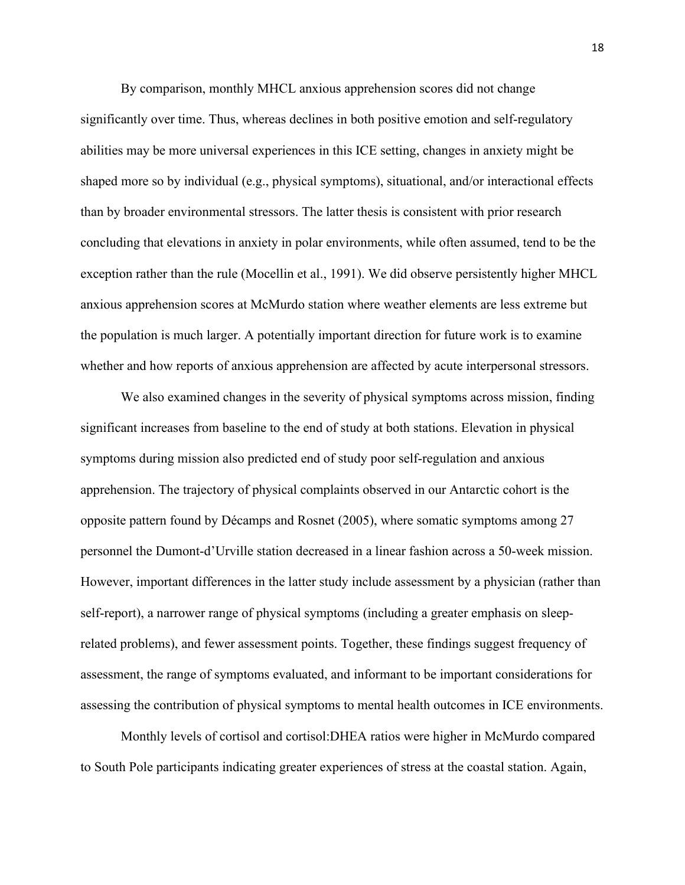By comparison, monthly MHCL anxious apprehension scores did not change significantly over time. Thus, whereas declines in both positive emotion and self-regulatory abilities may be more universal experiences in this ICE setting, changes in anxiety might be shaped more so by individual (e.g., physical symptoms), situational, and/or interactional effects than by broader environmental stressors. The latter thesis is consistent with prior research concluding that elevations in anxiety in polar environments, while often assumed, tend to be the exception rather than the rule (Mocellin et al., 1991). We did observe persistently higher MHCL anxious apprehension scores at McMurdo station where weather elements are less extreme but the population is much larger. A potentially important direction for future work is to examine whether and how reports of anxious apprehension are affected by acute interpersonal stressors.

We also examined changes in the severity of physical symptoms across mission, finding significant increases from baseline to the end of study at both stations. Elevation in physical symptoms during mission also predicted end of study poor self-regulation and anxious apprehension. The trajectory of physical complaints observed in our Antarctic cohort is the opposite pattern found by Décamps and Rosnet (2005), where somatic symptoms among 27 personnel the Dumont-d'Urville station decreased in a linear fashion across a 50-week mission. However, important differences in the latter study include assessment by a physician (rather than self-report), a narrower range of physical symptoms (including a greater emphasis on sleep-related problems), and fewer assessment points. Together, these findings suggest frequency of assessment, the range of symptoms evaluated, and informant to be important considerations for assessing the contribution of physical symptoms to mental health outcomes in ICE environments.

Monthly levels of cortisol and cortisol:DHEA ratios were higher in McMurdo compared to South Pole participants indicating greater experiences of stress at the coastal station. Again,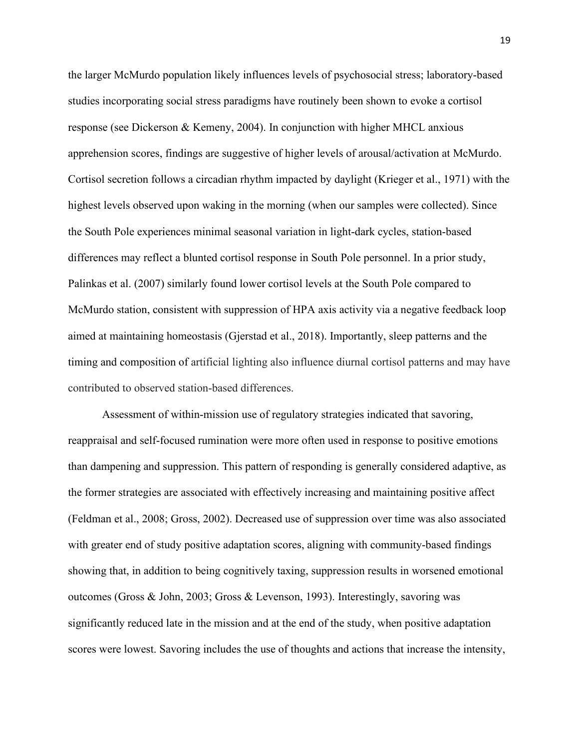the larger McMurdo population likely influences levels of psychosocial stress; laboratory-based studies incorporating social stress paradigms have routinely been shown to evoke a cortisol response (see Dickerson & Kemeny, 2004). In conjunction with higher MHCL anxious apprehension scores, findings are suggestive of higher levels of arousal/activation at McMurdo. Cortisol secretion follows a circadian rhythm impacted by daylight (Krieger et al., 1971) with the highest levels observed upon waking in the morning (when our samples were collected). Since the South Pole experiences minimal seasonal variation in light-dark cycles, station-based differences may reflect a blunted cortisol response in South Pole personnel. In a prior study, Palinkas et al. (2007) similarly found lower cortisol levels at the South Pole compared to McMurdo station, consistent with suppression of HPA axis activity via a negative feedback loop aimed at maintaining homeostasis (Gjerstad et al., 2018). Importantly, sleep patterns and the timing and composition of artificial lighting also influence diurnal cortisol patterns and may have contributed to observed station-based differences.

Assessment of within-mission use of regulatory strategies indicated that savoring, reappraisal and self-focused rumination were more often used in response to positive emotions than dampening and suppression. This pattern of responding is generally considered adaptive, as the former strategies are associated with effectively increasing and maintaining positive affect (Feldman et al., 2008; Gross, 2002). Decreased use of suppression over time was also associated with greater end of study positive adaptation scores, aligning with community-based findings showing that, in addition to being cognitively taxing, suppression results in worsened emotional outcomes (Gross & John, 2003; Gross & Levenson, 1993). Interestingly, savoring was significantly reduced late in the mission and at the end of the study, when positive adaptation scores were lowest. Savoring includes the use of thoughts and actions that increase the intensity,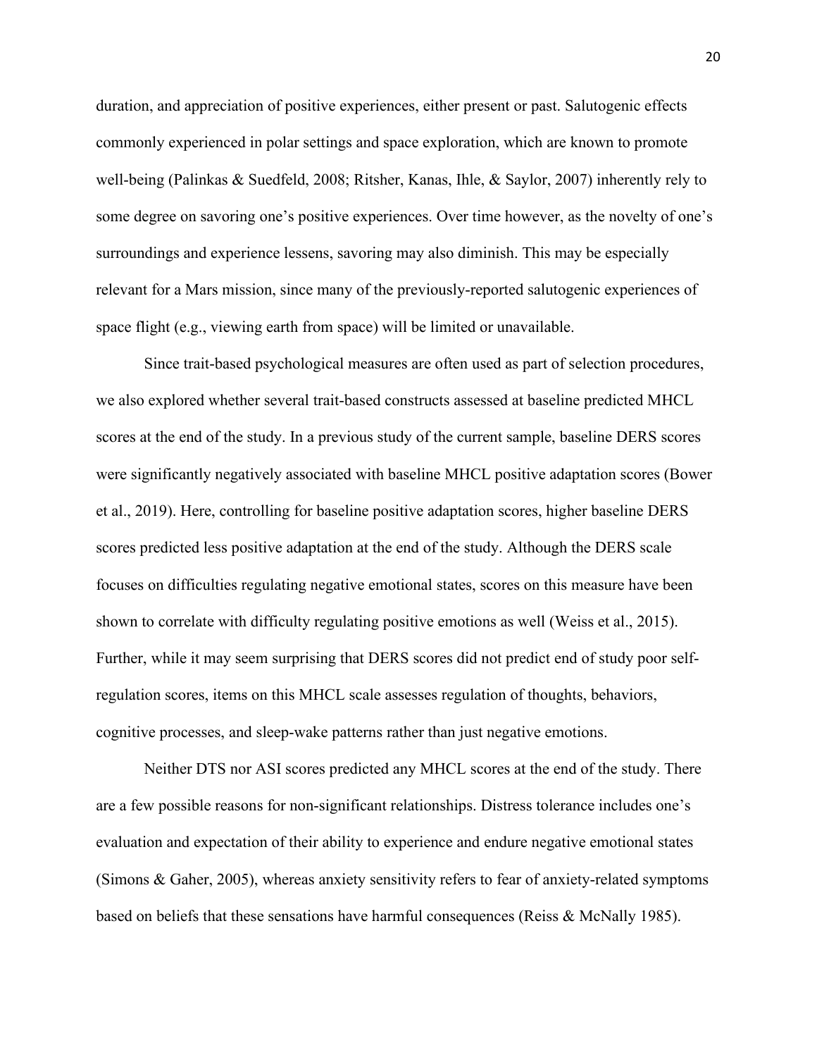duration, and appreciation of positive experiences, either present or past. Salutogenic effects commonly experienced in polar settings and space exploration, which are known to promote well-being (Palinkas & Suedfeld, 2008; Ritsher, Kanas, Ihle, & Saylor, 2007) inherently rely to some degree on savoring one's positive experiences. Over time however, as the novelty of one's surroundings and experience lessens, savoring may also diminish. This may be especially relevant for a Mars mission, since many of the previously-reported salutogenic experiences of space flight (e.g., viewing earth from space) will be limited or unavailable.

Since trait-based psychological measures are often used as part of selection procedures, we also explored whether several trait-based constructs assessed at baseline predicted MHCL scores at the end of the study. In a previous study of the current sample, baseline DERS scores were significantly negatively associated with baseline MHCL positive adaptation scores (Bower et al., 2019). Here, controlling for baseline positive adaptation scores, higher baseline DERS scores predicted less positive adaptation at the end of the study. Although the DERS scale focuses on difficulties regulating negative emotional states, scores on this measure have been shown to correlate with difficulty regulating positive emotions as well (Weiss et al., 2015). Further, while it may seem surprising that DERS scores did not predict end of study poor self-regulation scores, items on this MHCL scale assesses regulation of thoughts, behaviors, cognitive processes, and sleep-wake patterns rather than just negative emotions.

Neither DTS nor ASI scores predicted any MHCL scores at the end of the study. There are a few possible reasons for non-significant relationships. Distress tolerance includes one's evaluation and expectation of their ability to experience and endure negative emotional states (Simons & Gaher, 2005), whereas anxiety sensitivity refers to fear of anxiety-related symptoms based on beliefs that these sensations have harmful consequences (Reiss & McNally 1985).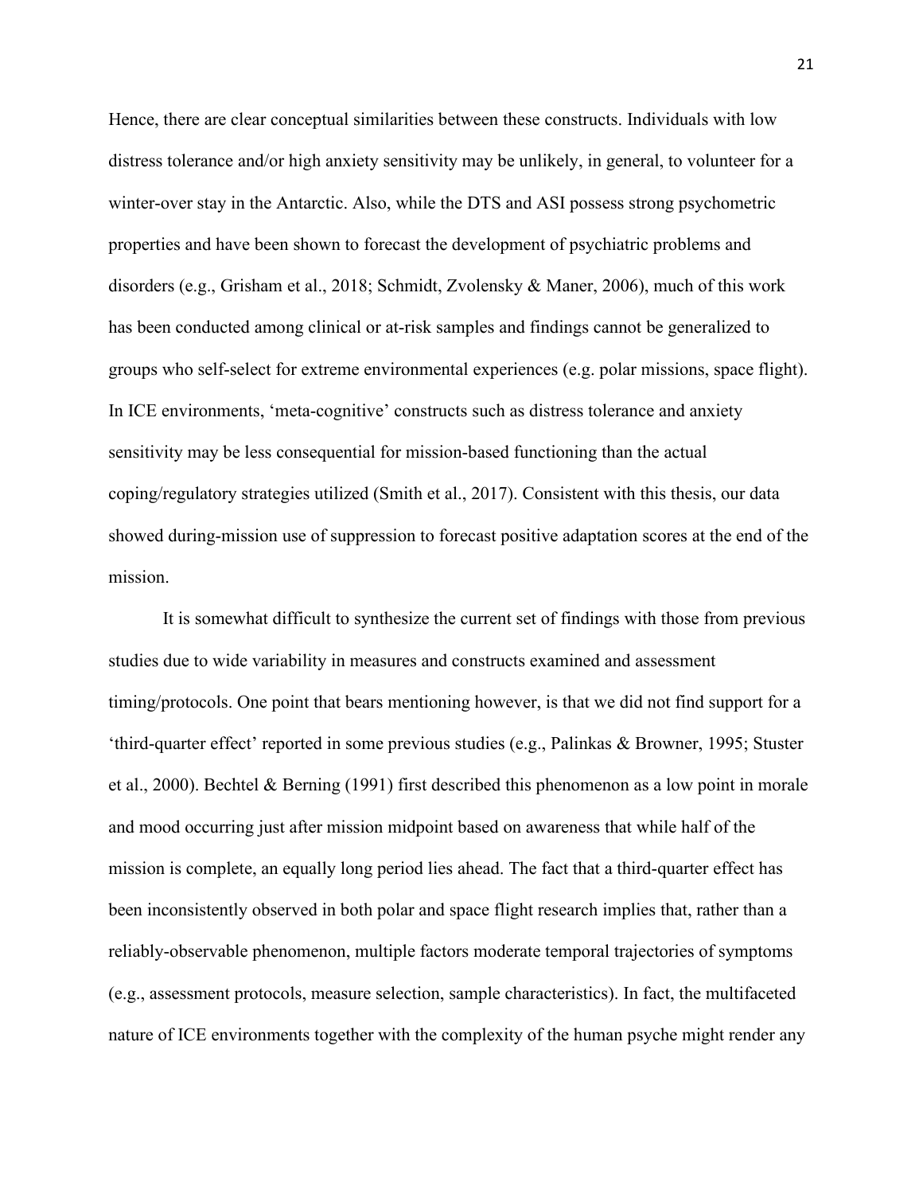Hence, there are clear conceptual similarities between these constructs. Individuals with low distress tolerance and/or high anxiety sensitivity may be unlikely, in general, to volunteer for a winter-over stay in the Antarctic. Also, while the DTS and ASI possess strong psychometric properties and have been shown to forecast the development of psychiatric problems and disorders (e.g., Grisham et al., 2018; Schmidt, Zvolensky & Maner, 2006), much of this work has been conducted among clinical or at-risk samples and findings cannot be generalized to groups who self-select for extreme environmental experiences (e.g. polar missions, space flight). In ICE environments, 'meta-cognitive' constructs such as distress tolerance and anxiety sensitivity may be less consequential for mission-based functioning than the actual coping/regulatory strategies utilized (Smith et al., 2017). Consistent with this thesis, our data showed during-mission use of suppression to forecast positive adaptation scores at the end of the mission.

It is somewhat difficult to synthesize the current set of findings with those from previous studies due to wide variability in measures and constructs examined and assessment timing/protocols. One point that bears mentioning however, is that we did not find support for a 'third-quarter effect' reported in some previous studies (e.g., Palinkas & Browner, 1995; Stuster et al., 2000). Bechtel & Berning (1991) first described this phenomenon as a low point in morale and mood occurring just after mission midpoint based on awareness that while half of the mission is complete, an equally long period lies ahead. The fact that a third-quarter effect has been inconsistently observed in both polar and space flight research implies that, rather than a reliably-observable phenomenon, multiple factors moderate temporal trajectories of symptoms (e.g., assessment protocols, measure selection, sample characteristics). In fact, the multifaceted nature of ICE environments together with the complexity of the human psyche might render any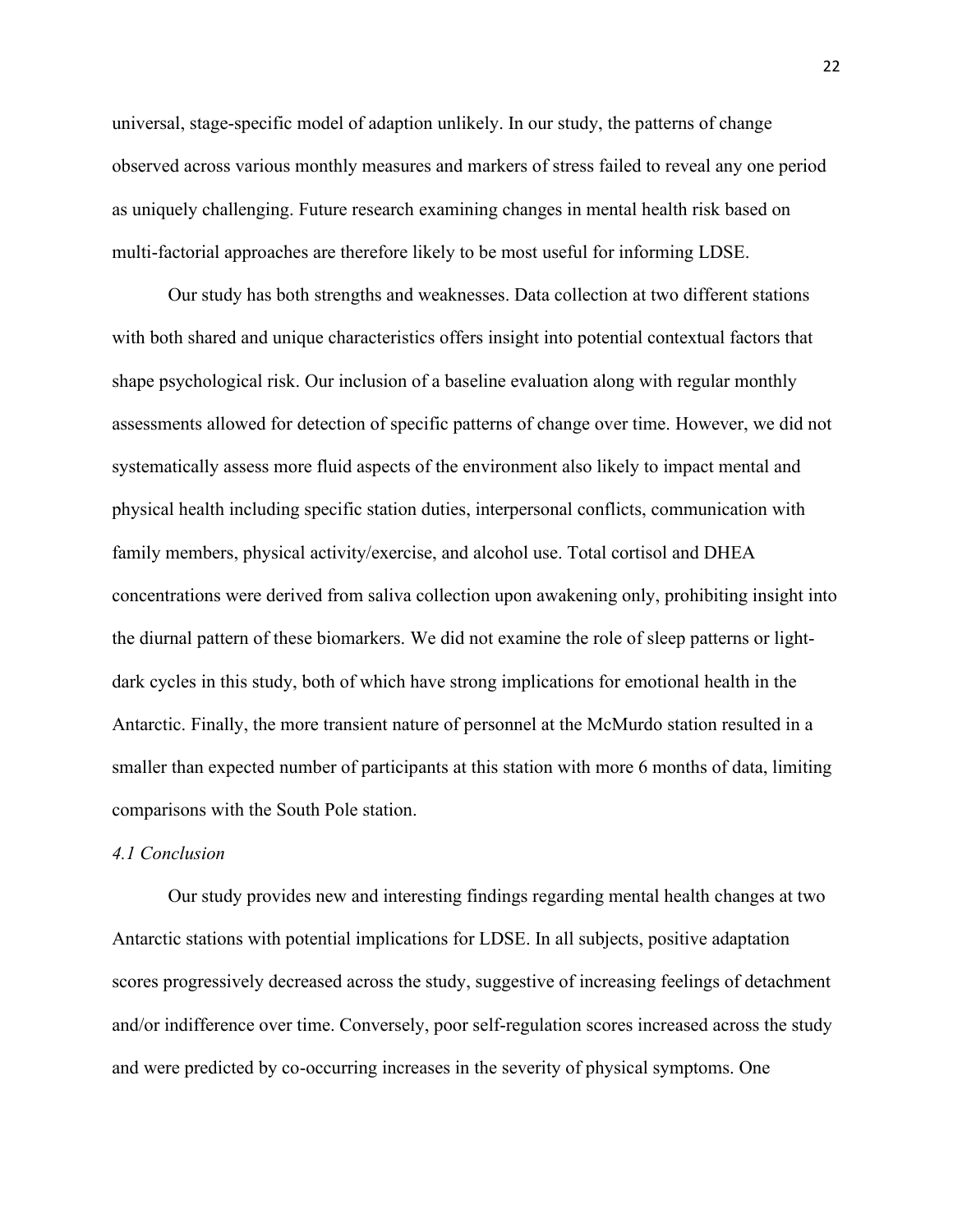universal, stage-specific model of adaption unlikely. In our study, the patterns of change observed across various monthly measures and markers of stress failed to reveal any one period as uniquely challenging. Future research examining changes in mental health risk based on multi-factorial approaches are therefore likely to be most useful for informing LDSE.

Our study has both strengths and weaknesses. Data collection at two different stations with both shared and unique characteristics offers insight into potential contextual factors that shape psychological risk. Our inclusion of a baseline evaluation along with regular monthly assessments allowed for detection of specific patterns of change over time. However, we did not systematically assess more fluid aspects of the environment also likely to impact mental and physical health including specific station duties, interpersonal conflicts, communication with family members, physical activity/exercise, and alcohol use. Total cortisol and DHEA concentrations were derived from saliva collection upon awakening only, prohibiting insight into the diurnal pattern of these biomarkers. We did not examine the role of sleep patterns or light-dark cycles in this study, both of which have strong implications for emotional health in the Antarctic. Finally, the more transient nature of personnel at the McMurdo station resulted in a smaller than expected number of participants at this station with more 6 months of data, limiting comparisons with the South Pole station.

*4.1 Conclusion*

Our study provides new and interesting findings regarding mental health changes at two Antarctic stations with potential implications for LDSE. In all subjects, positive adaptation scores progressively decreased across the study, suggestive of increasing feelings of detachment and/or indifference over time. Conversely, poor self-regulation scores increased across the study and were predicted by co-occurring increases in the severity of physical symptoms. One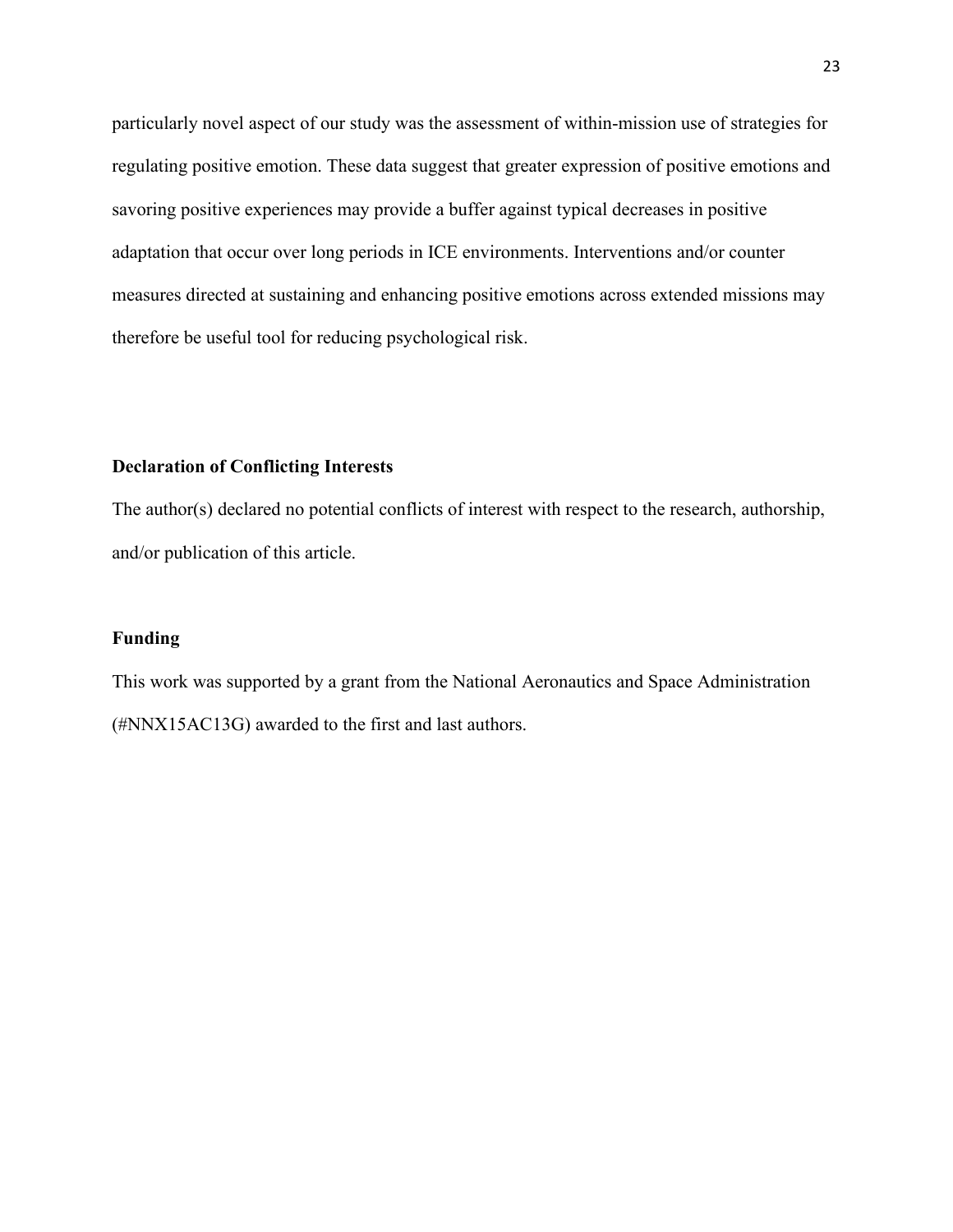particularly novel aspect of our study was the assessment of within-mission use of strategies for regulating positive emotion. These data suggest that greater expression of positive emotions and savoring positive experiences may provide a buffer against typical decreases in positive adaptation that occur over long periods in ICE environments. Interventions and/or counter measures directed at sustaining and enhancing positive emotions across extended missions may therefore be useful tool for reducing psychological risk.

**Declaration of Conflicting Interests**

The author(s) declared no potential conflicts of interest with respect to the research, authorship, and/or publication of this article.

**Funding**

This work was supported by a grant from the National Aeronautics and Space Administration (#NNX15AC13G) awarded to the first and last authors.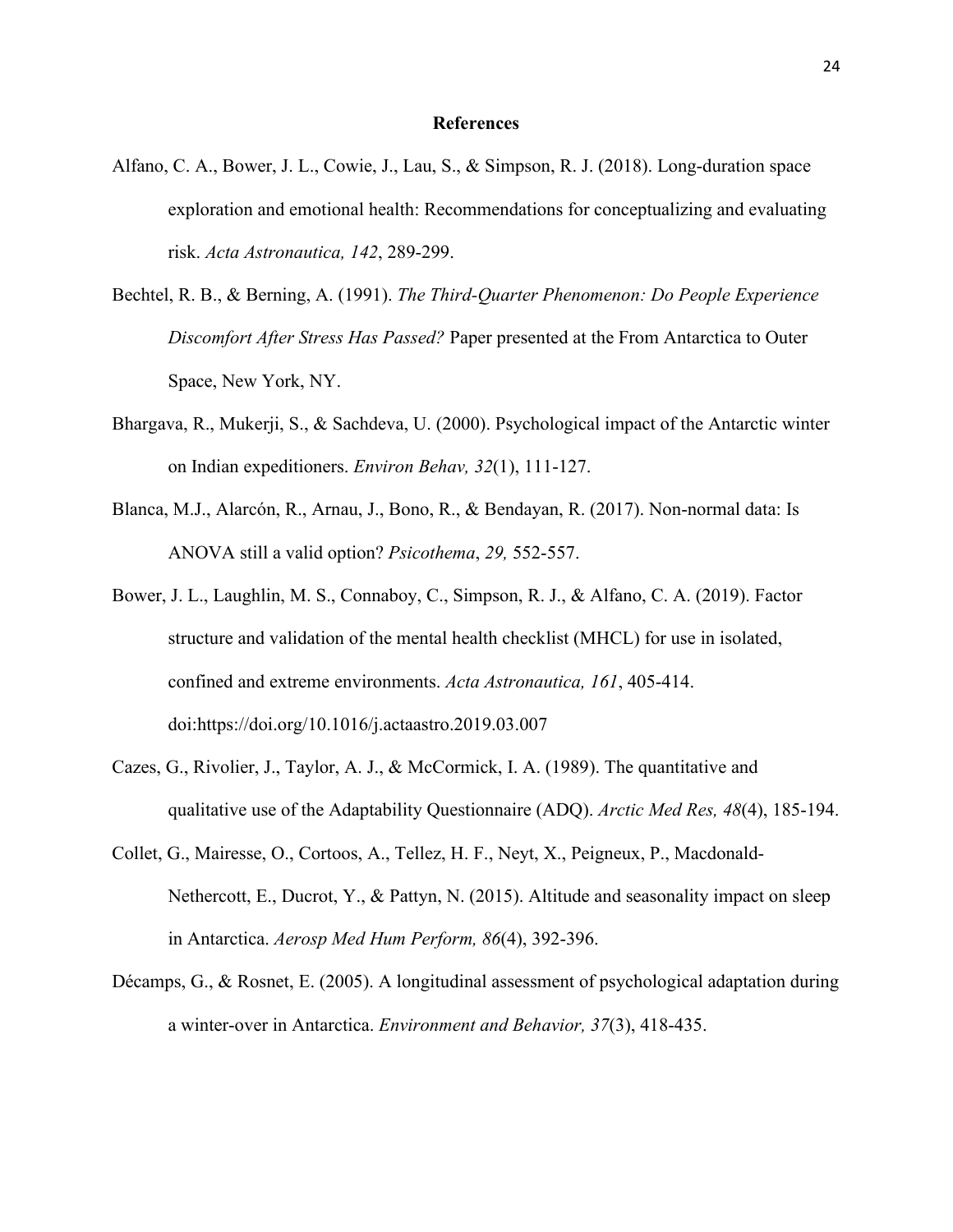# References

Alfano, C. A., Bower, J. L., Cowie, J., Lau, S., & Simpson, R. J. (2018). Long-duration space exploration and emotional health: Recommendations for conceptualizing and evaluating risk. *Acta Astronautica, 142*, 289-299.

Bechtel, R. B., & Berning, A. (1991). *The Third-Quarter Phenomenon: Do People Experience Discomfort After Stress Has Passed?* Paper presented at the From Antarctica to Outer Space, New York, NY.

Bhargava, R., Mukerji, S., & Sachdeva, U. (2000). Psychological impact of the Antarctic winter on Indian expeditioners. *Environ Behav, 32*(1), 111-127.

Blanca, M.J., Alarcón, R., Arnau, J., Bono, R., & Bendayan, R. (2017). Non-normal data: Is ANOVA still a valid option? *Psicothema*, *29,* 552-557.

Bower, J. L., Laughlin, M. S., Connaboy, C., Simpson, R. J., & Alfano, C. A. (2019). Factor structure and validation of the mental health checklist (MHCL) for use in isolated, confined and extreme environments. *Acta Astronautica, 161*, 405-414. doi:https://doi.org/10.1016/j.actaastro.2019.03.007

Cazes, G., Rivolier, J., Taylor, A. J., & McCormick, I. A. (1989). The quantitative and qualitative use of the Adaptability Questionnaire (ADQ). *Arctic Med Res, 48*(4), 185-194.

Collet, G., Mairesse, O., Cortoos, A., Tellez, H. F., Neyt, X., Peigneux, P., Macdonald-Nethercott, E., Ducrot, Y., & Pattyn, N. (2015). Altitude and seasonality impact on sleep in Antarctica. *Aerosp Med Hum Perform, 86*(4), 392-396.

Décamps, G., & Rosnet, E. (2005). A longitudinal assessment of psychological adaptation during a winter-over in Antarctica. *Environment and Behavior, 37*(3), 418-435.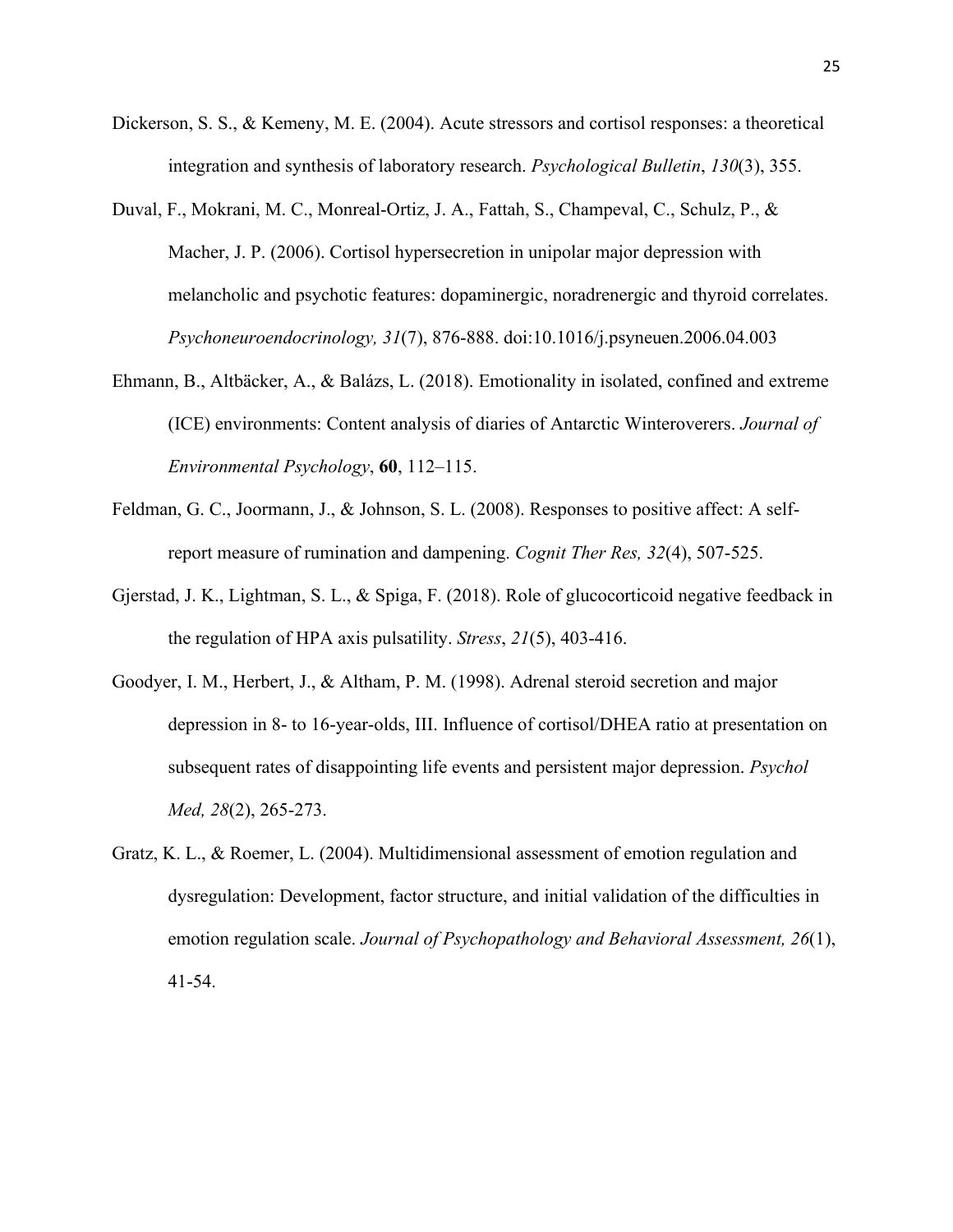Dickerson, S. S., & Kemeny, M. E. (2004). Acute stressors and cortisol responses: a theoretical integration and synthesis of laboratory research. *Psychological Bulletin*, *130*(3), 355.

Duval, F., Mokrani, M. C., Monreal-Ortiz, J. A., Fattah, S., Champeval, C., Schulz, P., & Macher, J. P. (2006). Cortisol hypersecretion in unipolar major depression with melancholic and psychotic features: dopaminergic, noradrenergic and thyroid correlates. *Psychoneuroendocrinology, 31*(7), 876-888. doi:10.1016/j.psyneuen.2006.04.003

Ehmann, B., Altbäcker, A., & Balázs, L. (2018). Emotionality in isolated, confined and extreme (ICE) environments: Content analysis of diaries of Antarctic Winteroverers. *Journal of Environmental Psychology*, **60**, 112–115.

Feldman, G. C., Joormann, J., & Johnson, S. L. (2008). Responses to positive affect: A self-report measure of rumination and dampening. *Cognit Ther Res, 32*(4), 507-525.

Gjerstad, J. K., Lightman, S. L., & Spiga, F. (2018). Role of glucocorticoid negative feedback in the regulation of HPA axis pulsatility. *Stress*, *21*(5), 403-416.

Goodyer, I. M., Herbert, J., & Altham, P. M. (1998). Adrenal steroid secretion and major depression in 8- to 16-year-olds, III. Influence of cortisol/DHEA ratio at presentation on subsequent rates of disappointing life events and persistent major depression. *Psychol Med, 28*(2), 265-273.

Gratz, K. L., & Roemer, L. (2004). Multidimensional assessment of emotion regulation and dysregulation: Development, factor structure, and initial validation of the difficulties in emotion regulation scale. *Journal of Psychopathology and Behavioral Assessment, 26*(1), 41-54.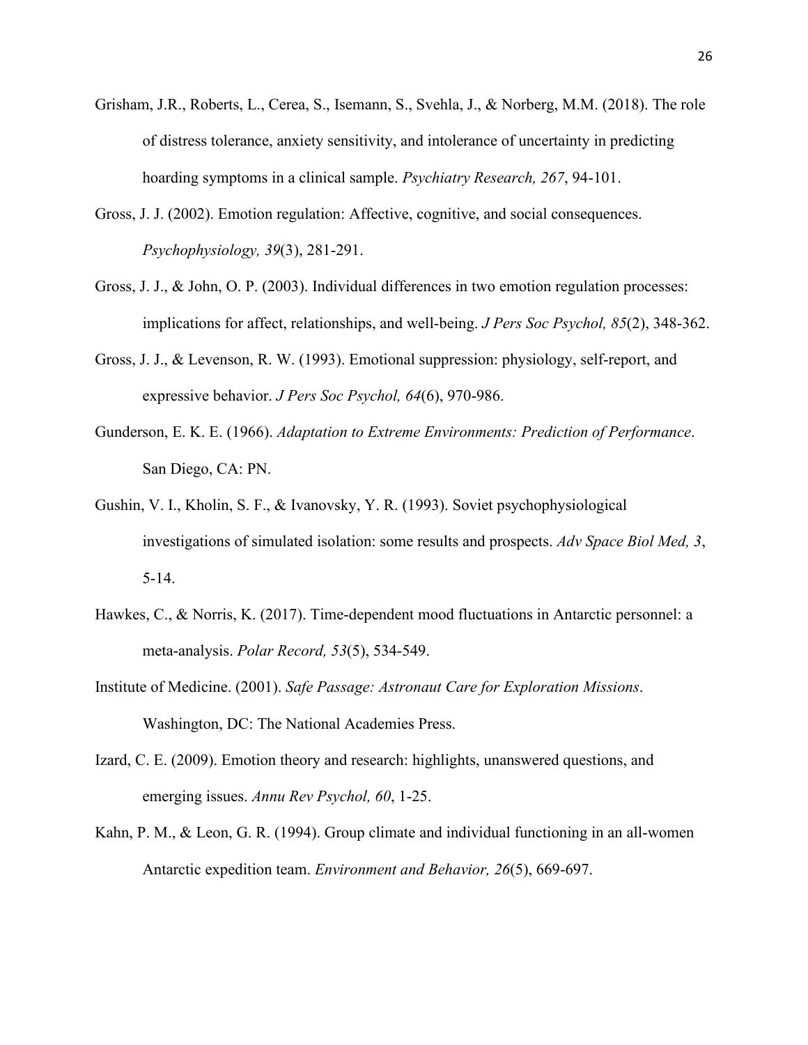Grisham, J.R., Roberts, L., Cerea, S., Isemann, S., Svehla, J., & Norberg, M.M. (2018). The role of distress tolerance, anxiety sensitivity, and intolerance of uncertainty in predicting hoarding symptoms in a clinical sample. *Psychiatry Research, 267*, 94-101.

Gross, J. J. (2002). Emotion regulation: Affective, cognitive, and social consequences. *Psychophysiology, 39*(3), 281-291.

Gross, J. J., & John, O. P. (2003). Individual differences in two emotion regulation processes: implications for affect, relationships, and well-being. *J Pers Soc Psychol, 85*(2), 348-362.

Gross, J. J., & Levenson, R. W. (1993). Emotional suppression: physiology, self-report, and expressive behavior. *J Pers Soc Psychol, 64*(6), 970-986.

Gunderson, E. K. E. (1966). *Adaptation to Extreme Environments: Prediction of Performance*. San Diego, CA: PN.

Gushin, V. I., Kholin, S. F., & Ivanovsky, Y. R. (1993). Soviet psychophysiological investigations of simulated isolation: some results and prospects. *Adv Space Biol Med, 3*, 5-14.

Hawkes, C., & Norris, K. (2017). Time-dependent mood fluctuations in Antarctic personnel: a meta-analysis. *Polar Record, 53*(5), 534-549.

Institute of Medicine. (2001). *Safe Passage: Astronaut Care for Exploration Missions*. Washington, DC: The National Academies Press.

Izard, C. E. (2009). Emotion theory and research: highlights, unanswered questions, and emerging issues. *Annu Rev Psychol, 60*, 1-25.

Kahn, P. M., & Leon, G. R. (1994). Group climate and individual functioning in an all-women Antarctic expedition team. *Environment and Behavior, 26*(5), 669-697.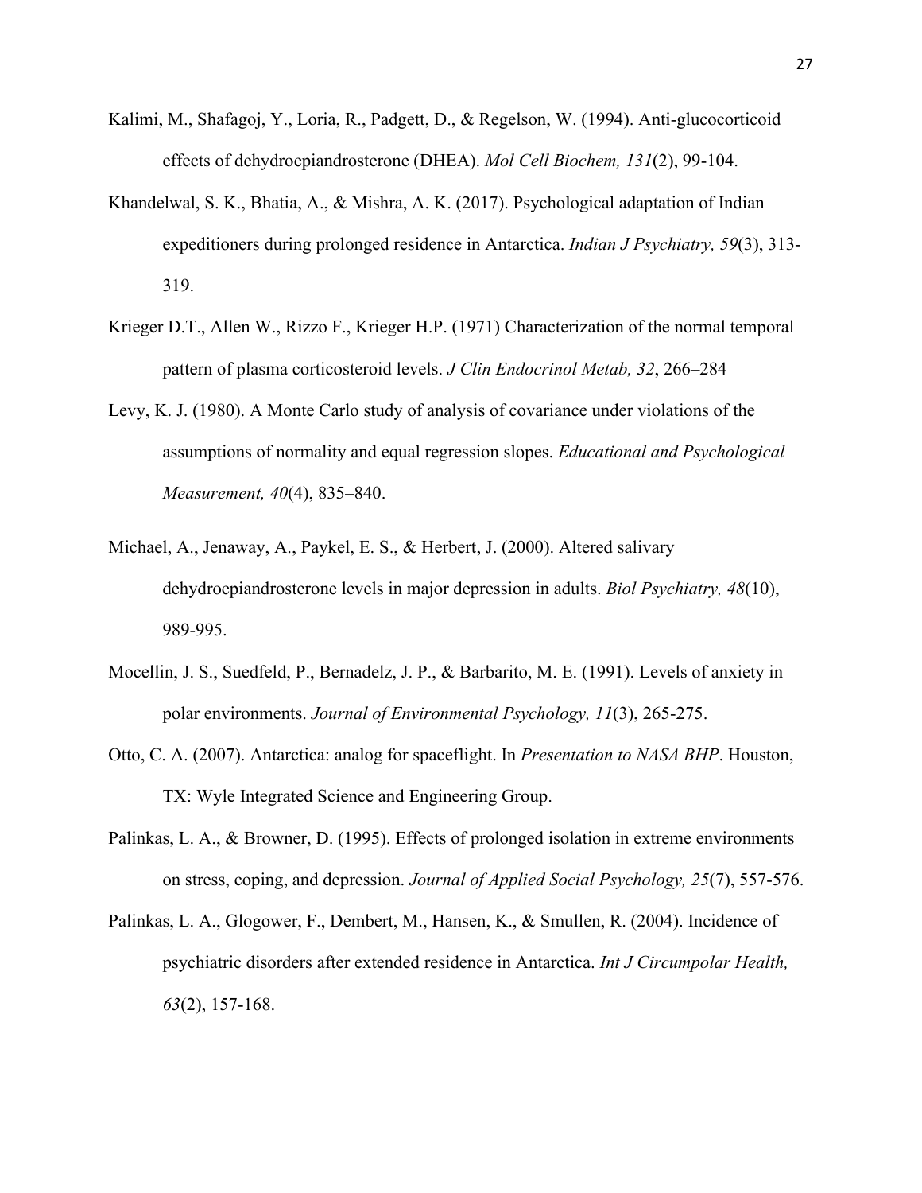Kalimi, M., Shafagoj, Y., Loria, R., Padgett, D., & Regelson, W. (1994). Anti-glucocorticoid effects of dehydroepiandrosterone (DHEA). *Mol Cell Biochem, 131*(2), 99-104.

Khandelwal, S. K., Bhatia, A., & Mishra, A. K. (2017). Psychological adaptation of Indian expeditioners during prolonged residence in Antarctica. *Indian J Psychiatry, 59*(3), 313-319.

Krieger D.T., Allen W., Rizzo F., Krieger H.P. (1971) Characterization of the normal temporal pattern of plasma corticosteroid levels. *J Clin Endocrinol Metab, 32*, 266–284

Levy, K. J. (1980). A Monte Carlo study of analysis of covariance under violations of the assumptions of normality and equal regression slopes. *Educational and Psychological Measurement, 40*(4), 835–840.

Michael, A., Jenaway, A., Paykel, E. S., & Herbert, J. (2000). Altered salivary dehydroepiandrosterone levels in major depression in adults. *Biol Psychiatry, 48*(10), 989-995.

Mocellin, J. S., Suedfeld, P., Bernadelz, J. P., & Barbarito, M. E. (1991). Levels of anxiety in polar environments. *Journal of Environmental Psychology, 11*(3), 265-275.

Otto, C. A. (2007). Antarctica: analog for spaceflight. In *Presentation to NASA BHP*. Houston, TX: Wyle Integrated Science and Engineering Group.

Palinkas, L. A., & Browner, D. (1995). Effects of prolonged isolation in extreme environments on stress, coping, and depression. *Journal of Applied Social Psychology, 25*(7), 557-576.

Palinkas, L. A., Glogower, F., Dembert, M., Hansen, K., & Smullen, R. (2004). Incidence of psychiatric disorders after extended residence in Antarctica. *Int J Circumpolar Health, 63*(2), 157-168.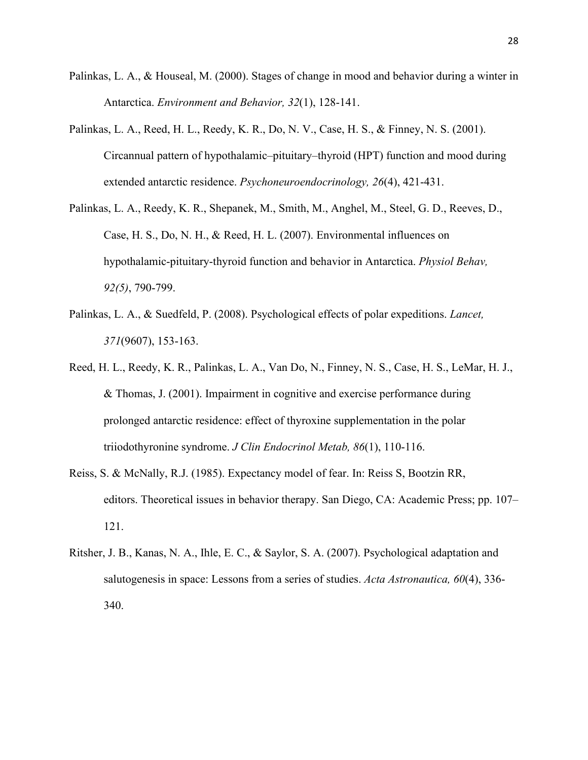Palinkas, L. A., & Houseal, M. (2000). Stages of change in mood and behavior during a winter in Antarctica. *Environment and Behavior, 32*(1), 128-141.

Palinkas, L. A., Reed, H. L., Reedy, K. R., Do, N. V., Case, H. S., & Finney, N. S. (2001). Circannual pattern of hypothalamic–pituitary–thyroid (HPT) function and mood during extended antarctic residence. *Psychoneuroendocrinology, 26*(4), 421-431.

Palinkas, L. A., Reedy, K. R., Shepanek, M., Smith, M., Anghel, M., Steel, G. D., Reeves, D., Case, H. S., Do, N. H., & Reed, H. L. (2007). Environmental influences on hypothalamic-pituitary-thyroid function and behavior in Antarctica. *Physiol Behav, 92(5)*, 790-799.

Palinkas, L. A., & Suedfeld, P. (2008). Psychological effects of polar expeditions. *Lancet, 371*(9607), 153-163.

Reed, H. L., Reedy, K. R., Palinkas, L. A., Van Do, N., Finney, N. S., Case, H. S., LeMar, H. J., & Thomas, J. (2001). Impairment in cognitive and exercise performance during prolonged antarctic residence: effect of thyroxine supplementation in the polar triiodothyronine syndrome. *J Clin Endocrinol Metab, 86*(1), 110-116.

Reiss, S. & McNally, R.J. (1985). Expectancy model of fear. In: Reiss S, Bootzin RR, editors. Theoretical issues in behavior therapy. San Diego, CA: Academic Press; pp. 107–121.

Ritsher, J. B., Kanas, N. A., Ihle, E. C., & Saylor, S. A. (2007). Psychological adaptation and salutogenesis in space: Lessons from a series of studies. *Acta Astronautica, 60*(4), 336-340.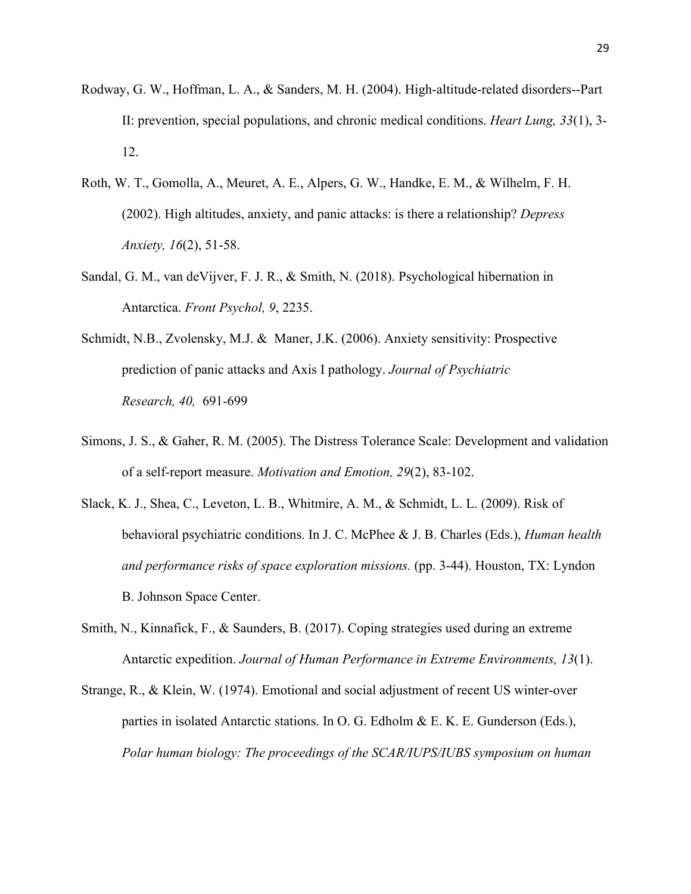Rodway, G. W., Hoffman, L. A., & Sanders, M. H. (2004). High-altitude-related disorders--Part II: prevention, special populations, and chronic medical conditions. *Heart Lung, 33*(1), 3-12.

Roth, W. T., Gomolla, A., Meuret, A. E., Alpers, G. W., Handke, E. M., & Wilhelm, F. H. (2002). High altitudes, anxiety, and panic attacks: is there a relationship? *Depress Anxiety, 16*(2), 51-58.

Sandal, G. M., van deVijver, F. J. R., & Smith, N. (2018). Psychological hibernation in Antarctica. *Front Psychol, 9*, 2235.

Schmidt, N.B., Zvolensky, M.J. & Maner, J.K. (2006). Anxiety sensitivity: Prospective prediction of panic attacks and Axis I pathology. *Journal of Psychiatric Research, 40,* 691-699

Simons, J. S., & Gaher, R. M. (2005). The Distress Tolerance Scale: Development and validation of a self-report measure. *Motivation and Emotion, 29*(2), 83-102.

Slack, K. J., Shea, C., Leveton, L. B., Whitmire, A. M., & Schmidt, L. L. (2009). Risk of behavioral psychiatric conditions. In J. C. McPhee & J. B. Charles (Eds.), *Human health and performance risks of space exploration missions.* (pp. 3-44). Houston, TX: Lyndon B. Johnson Space Center.

Smith, N., Kinnafick, F., & Saunders, B. (2017). Coping strategies used during an extreme Antarctic expedition. *Journal of Human Performance in Extreme Environments, 13*(1).

Strange, R., & Klein, W. (1974). Emotional and social adjustment of recent US winter-over parties in isolated Antarctic stations. In O. G. Edholm & E. K. E. Gunderson (Eds.), *Polar human biology: The proceedings of the SCAR/IUPS/IUBS symposium on human*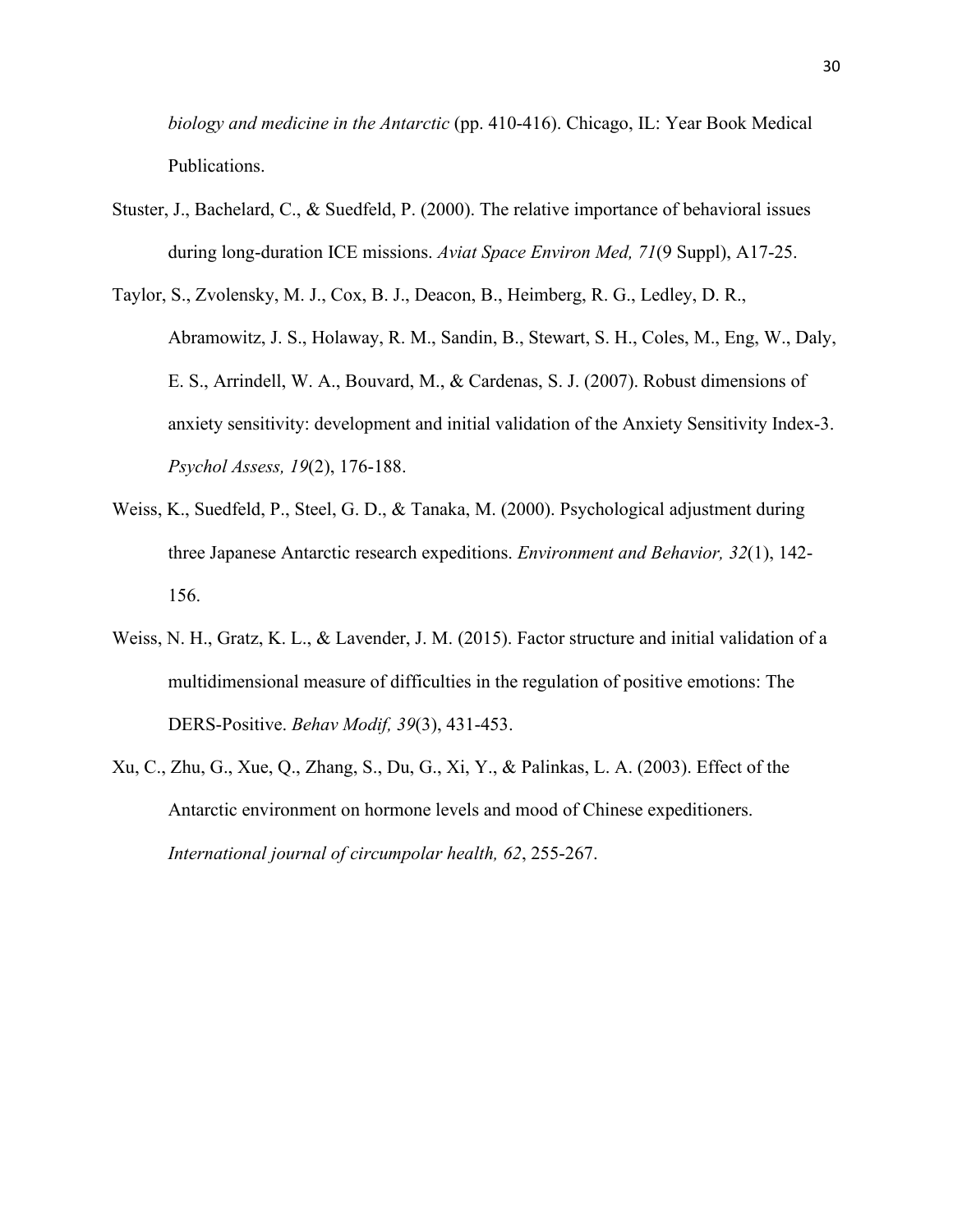*biology and medicine in the Antarctic* (pp. 410-416). Chicago, IL: Year Book Medical Publications.

Stuster, J., Bachelard, C., & Suedfeld, P. (2000). The relative importance of behavioral issues during long-duration ICE missions. *Aviat Space Environ Med, 71*(9 Suppl), A17-25.

Taylor, S., Zvolensky, M. J., Cox, B. J., Deacon, B., Heimberg, R. G., Ledley, D. R., Abramowitz, J. S., Holaway, R. M., Sandin, B., Stewart, S. H., Coles, M., Eng, W., Daly, E. S., Arrindell, W. A., Bouvard, M., & Cardenas, S. J. (2007). Robust dimensions of anxiety sensitivity: development and initial validation of the Anxiety Sensitivity Index-3. *Psychol Assess, 19*(2), 176-188.

Weiss, K., Suedfeld, P., Steel, G. D., & Tanaka, M. (2000). Psychological adjustment during three Japanese Antarctic research expeditions. *Environment and Behavior, 32*(1), 142-156.

Weiss, N. H., Gratz, K. L., & Lavender, J. M. (2015). Factor structure and initial validation of a multidimensional measure of difficulties in the regulation of positive emotions: The DERS-Positive. *Behav Modif, 39*(3), 431-453.

Xu, C., Zhu, G., Xue, Q., Zhang, S., Du, G., Xi, Y., & Palinkas, L. A. (2003). Effect of the Antarctic environment on hormone levels and mood of Chinese expeditioners. *International journal of circumpolar health, 62*, 255-267.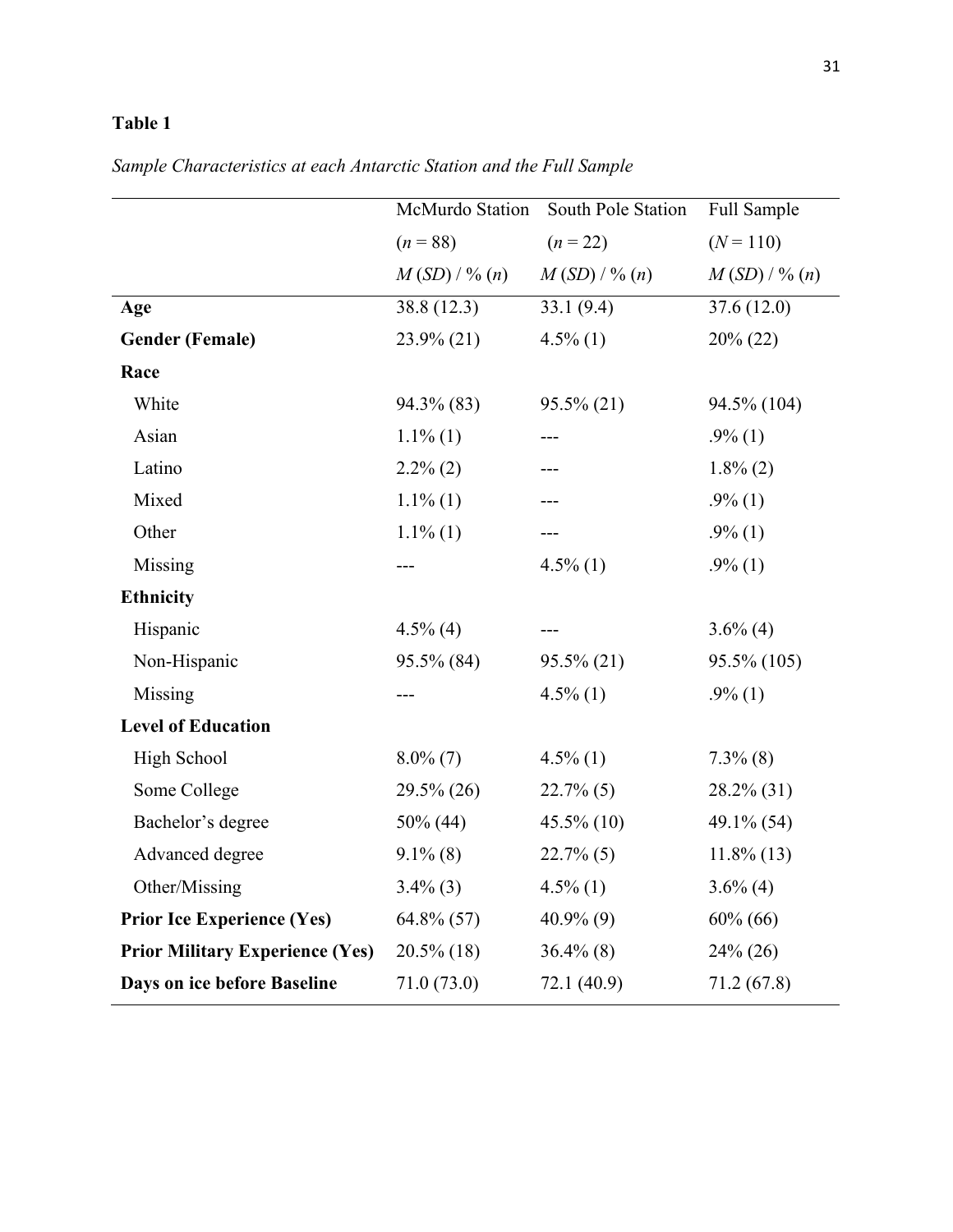**Table 1**

*Sample Characteristics at each Antarctic Station and the Full Sample*

| | McMurdo Station ($n$ = 88) $M$ ($SD$) / % ($n$) | South Pole Station ($n$ = 22) $M$ ($SD$) / % ($n$) | Full Sample ($N$ = 110) $M$ ($SD$) / % ($n$) |
|---|---|---|---|
| **Age** | 38.8 (12.3) | 33.1 (9.4) | 37.6 (12.0) |
| **Gender (Female)** | 23.9% (21) | 4.5% (1) | 20% (22) |
| **Race** | | | |
| White | 94.3% (83) | 95.5% (21) | 94.5% (104) |
| Asian | 1.1% (1) | --- | .9% (1) |
| Latino | 2.2% (2) | --- | 1.8% (2) |
| Mixed | 1.1% (1) | --- | .9% (1) |
| Other | 1.1% (1) | --- | .9% (1) |
| Missing | --- | 4.5% (1) | .9% (1) |
| **Ethnicity** | | | |
| Hispanic | 4.5% (4) | --- | 3.6% (4) |
| Non-Hispanic | 95.5% (84) | 95.5% (21) | 95.5% (105) |
| Missing | --- | 4.5% (1) | .9% (1) |
| **Level of Education** | | | |
| High School | 8.0% (7) | 4.5% (1) | 7.3% (8) |
| Some College | 29.5% (26) | 22.7% (5) | 28.2% (31) |
| Bachelor's degree | 50% (44) | 45.5% (10) | 49.1% (54) |
| Advanced degree | 9.1% (8) | 22.7% (5) | 11.8% (13) |
| Other/Missing | 3.4% (3) | 4.5% (1) | 3.6% (4) |
| **Prior Ice Experience (Yes)** | 64.8% (57) | 40.9% (9) | 60% (66) |
| **Prior Military Experience (Yes)** | 20.5% (18) | 36.4% (8) | 24% (26) |
| **Days on ice before Baseline** | 71.0 (73.0) | 72.1 (40.9) | 71.2 (67.8) |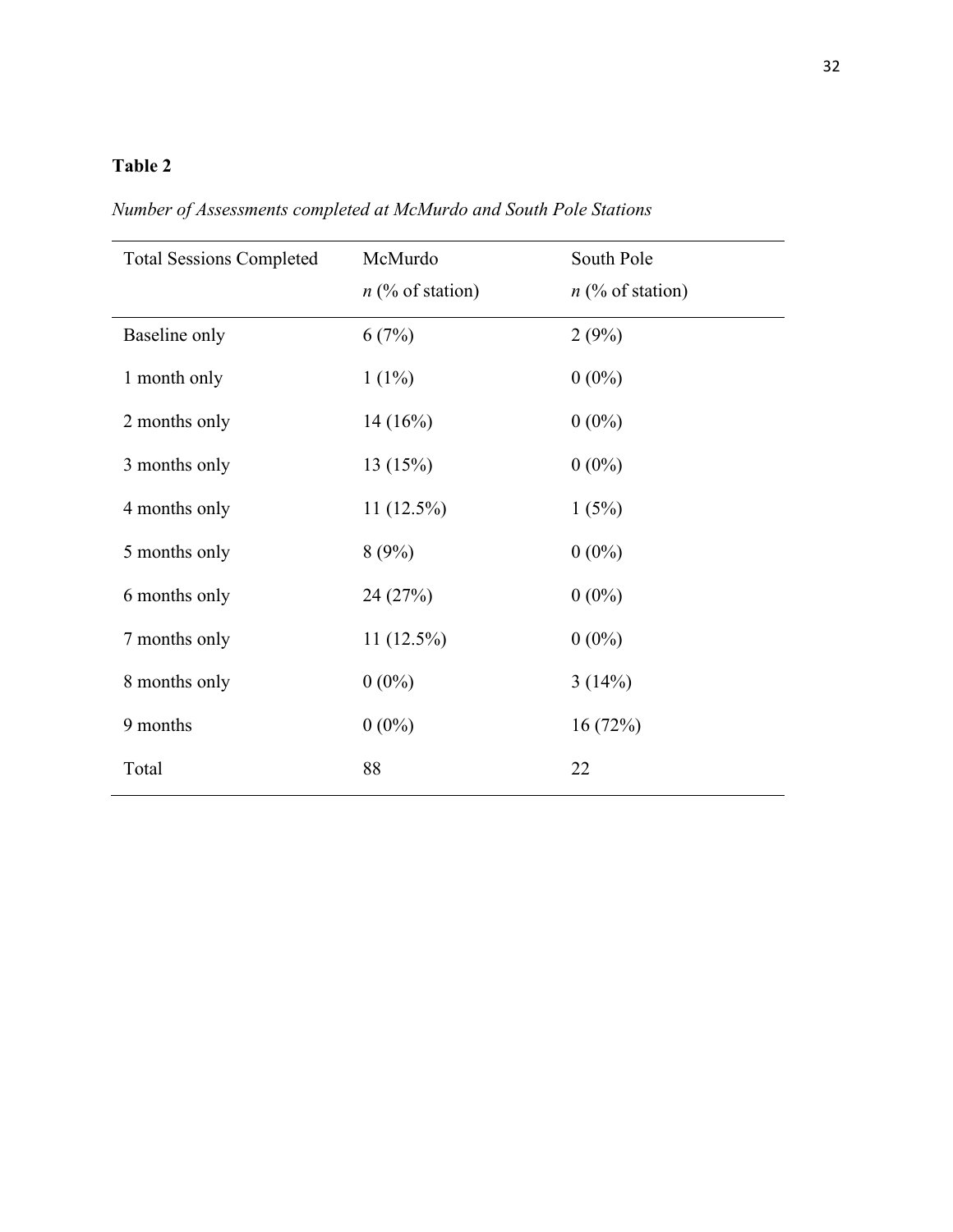**Table 2**

*Number of Assessments completed at McMurdo and South Pole Stations*

| Total Sessions Completed | McMurdo *n* (% of station) | South Pole *n* (% of station) |
|---|---|---|
| Baseline only | 6 (7%) | 2 (9%) |
| 1 month only | 1 (1%) | 0 (0%) |
| 2 months only | 14 (16%) | 0 (0%) |
| 3 months only | 13 (15%) | 0 (0%) |
| 4 months only | 11 (12.5%) | 1 (5%) |
| 5 months only | 8 (9%) | 0 (0%) |
| 6 months only | 24 (27%) | 0 (0%) |
| 7 months only | 11 (12.5%) | 0 (0%) |
| 8 months only | 0 (0%) | 3 (14%) |
| 9 months | 0 (0%) | 16 (72%) |
| Total | 88 | 22 |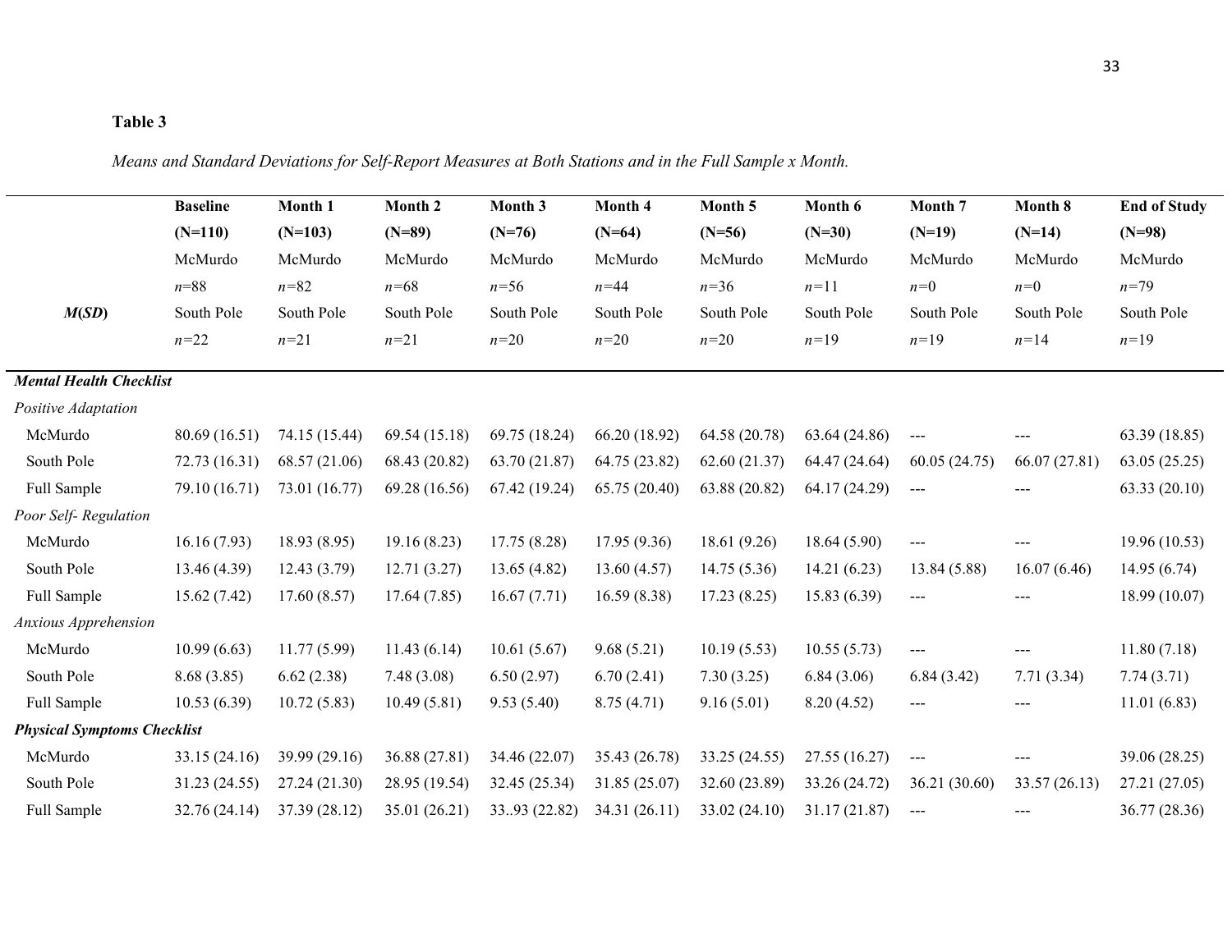**Table 3**

*Means and Standard Deviations for Self-Report Measures at Both Stations and in the Full Sample x Month.*

| ***M*(*SD*)** | **Baseline (N=110)** McMurdo *n*=88 South Pole *n*=22 | **Month 1 (N=103)** McMurdo *n*=82 South Pole *n*=21 | **Month 2 (N=89)** McMurdo *n*=68 South Pole *n*=21 | **Month 3 (N=76)** McMurdo *n*=56 South Pole *n*=20 | **Month 4 (N=64)** McMurdo *n*=44 South Pole *n*=20 | **Month 5 (N=56)** McMurdo *n*=36 South Pole *n*=20 | **Month 6 (N=30)** McMurdo *n*=11 South Pole *n*=19 | **Month 7 (N=19)** McMurdo *n*=0 South Pole *n*=19 | **Month 8 (N=14)** McMurdo *n*=0 South Pole *n*=14 | **End of Study (N=98)** McMurdo *n*=79 South Pole *n*=19 |
|---|---|---|---|---|---|---|---|---|---|---|
| ***Mental Health Checklist*** | | | | | | | | | | |
| *Positive Adaptation* | | | | | | | | | | |
| McMurdo | 80.69 (16.51) | 74.15 (15.44) | 69.54 (15.18) | 69.75 (18.24) | 66.20 (18.92) | 64.58 (20.78) | 63.64 (24.86) | --- | --- | 63.39 (18.85) |
| South Pole | 72.73 (16.31) | 68.57 (21.06) | 68.43 (20.82) | 63.70 (21.87) | 64.75 (23.82) | 62.60 (21.37) | 64.47 (24.64) | 60.05 (24.75) | 66.07 (27.81) | 63.05 (25.25) |
| Full Sample | 79.10 (16.71) | 73.01 (16.77) | 69.28 (16.56) | 67.42 (19.24) | 65.75 (20.40) | 63.88 (20.82) | 64.17 (24.29) | --- | --- | 63.33 (20.10) |
| *Poor Self- Regulation* | | | | | | | | | | |
| McMurdo | 16.16 (7.93) | 18.93 (8.95) | 19.16 (8.23) | 17.75 (8.28) | 17.95 (9.36) | 18.61 (9.26) | 18.64 (5.90) | --- | --- | 19.96 (10.53) |
| South Pole | 13.46 (4.39) | 12.43 (3.79) | 12.71 (3.27) | 13.65 (4.82) | 13.60 (4.57) | 14.75 (5.36) | 14.21 (6.23) | 13.84 (5.88) | 16.07 (6.46) | 14.95 (6.74) |
| Full Sample | 15.62 (7.42) | 17.60 (8.57) | 17.64 (7.85) | 16.67 (7.71) | 16.59 (8.38) | 17.23 (8.25) | 15.83 (6.39) | --- | --- | 18.99 (10.07) |
| *Anxious Apprehension* | | | | | | | | | | |
| McMurdo | 10.99 (6.63) | 11.77 (5.99) | 11.43 (6.14) | 10.61 (5.67) | 9.68 (5.21) | 10.19 (5.53) | 10.55 (5.73) | --- | --- | 11.80 (7.18) |
| South Pole | 8.68 (3.85) | 6.62 (2.38) | 7.48 (3.08) | 6.50 (2.97) | 6.70 (2.41) | 7.30 (3.25) | 6.84 (3.06) | 6.84 (3.42) | 7.71 (3.34) | 7.74 (3.71) |
| Full Sample | 10.53 (6.39) | 10.72 (5.83) | 10.49 (5.81) | 9.53 (5.40) | 8.75 (4.71) | 9.16 (5.01) | 8.20 (4.52) | --- | --- | 11.01 (6.83) |
| ***Physical Symptoms Checklist*** | | | | | | | | | | |
| McMurdo | 33.15 (24.16) | 39.99 (29.16) | 36.88 (27.81) | 34.46 (22.07) | 35.43 (26.78) | 33.25 (24.55) | 27.55 (16.27) | --- | --- | 39.06 (28.25) |
| South Pole | 31.23 (24.55) | 27.24 (21.30) | 28.95 (19.54) | 32.45 (25.34) | 31.85 (25.07) | 32.60 (23.89) | 33.26 (24.72) | 36.21 (30.60) | 33.57 (26.13) | 27.21 (27.05) |
| Full Sample | 32.76 (24.14) | 37.39 (28.12) | 35.01 (26.21) | 33..93 (22.82) | 34.31 (26.11) | 33.02 (24.10) | 31.17 (21.87) | --- | --- | 36.77 (28.36) |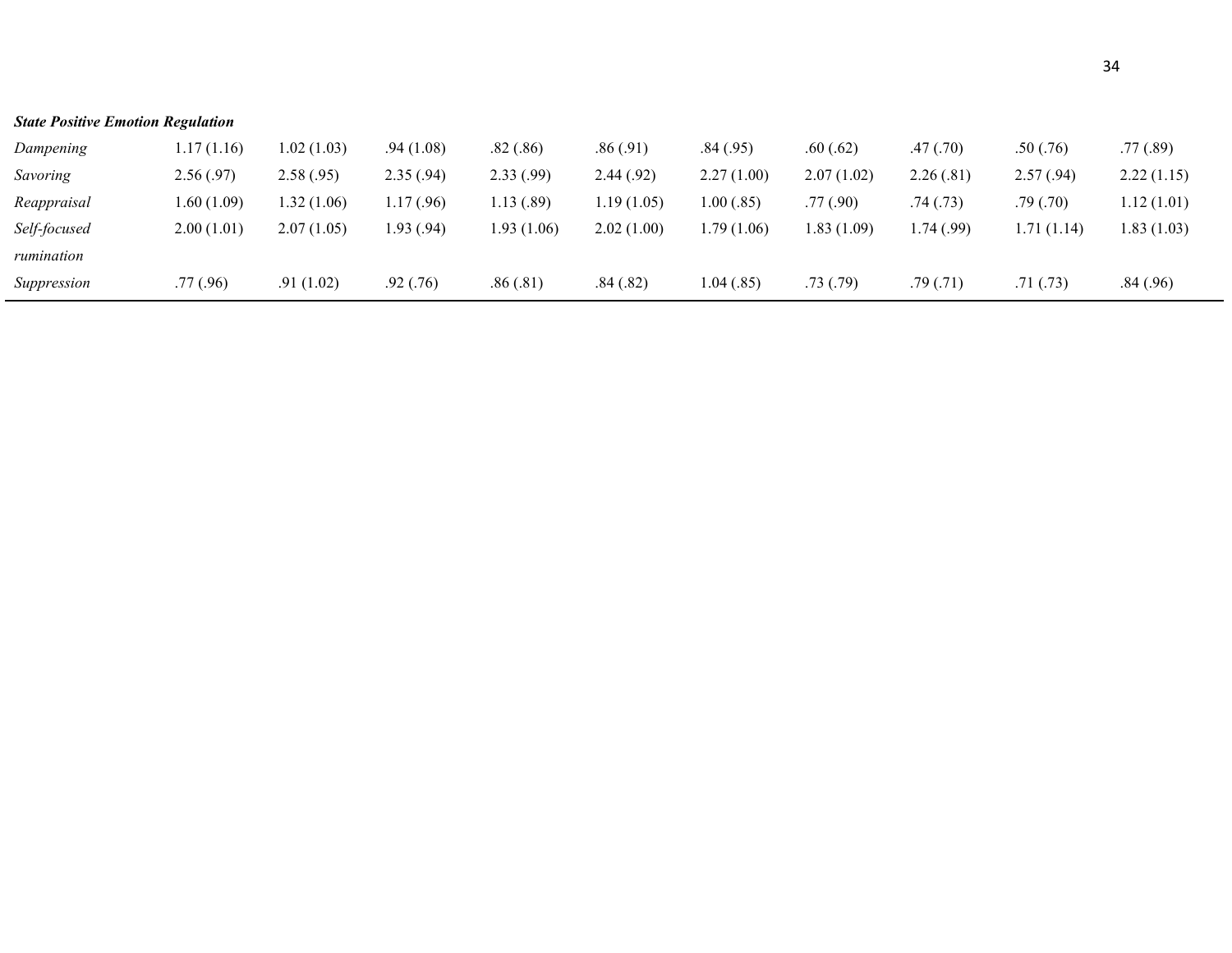| | | | | | | | | | | |
|---|---|---|---|---|---|---|---|---|---|---|
| ***State Positive Emotion Regulation*** | | | | | | | | | | |
| *Dampening* | 1.17 (1.16) | 1.02 (1.03) | .94 (1.08) | .82 (.86) | .86 (.91) | .84 (.95) | .60 (.62) | .47 (.70) | .50 (.76) | .77 (.89) |
| *Savoring* | 2.56 (.97) | 2.58 (.95) | 2.35 (.94) | 2.33 (.99) | 2.44 (.92) | 2.27 (1.00) | 2.07 (1.02) | 2.26 (.81) | 2.57 (.94) | 2.22 (1.15) |
| *Reappraisal* | 1.60 (1.09) | 1.32 (1.06) | 1.17 (.96) | 1.13 (.89) | 1.19 (1.05) | 1.00 (.85) | .77 (.90) | .74 (.73) | .79 (.70) | 1.12 (1.01) |
| *Self-focused rumination* | 2.00 (1.01) | 2.07 (1.05) | 1.93 (.94) | 1.93 (1.06) | 2.02 (1.00) | 1.79 (1.06) | 1.83 (1.09) | 1.74 (.99) | 1.71 (1.14) | 1.83 (1.03) |
| *Suppression* | .77 (.96) | .91 (1.02) | .92 (.76) | .86 (.81) | .84 (.82) | 1.04 (.85) | .73 (.79) | .79 (.71) | .71 (.73) | .84 (.96) |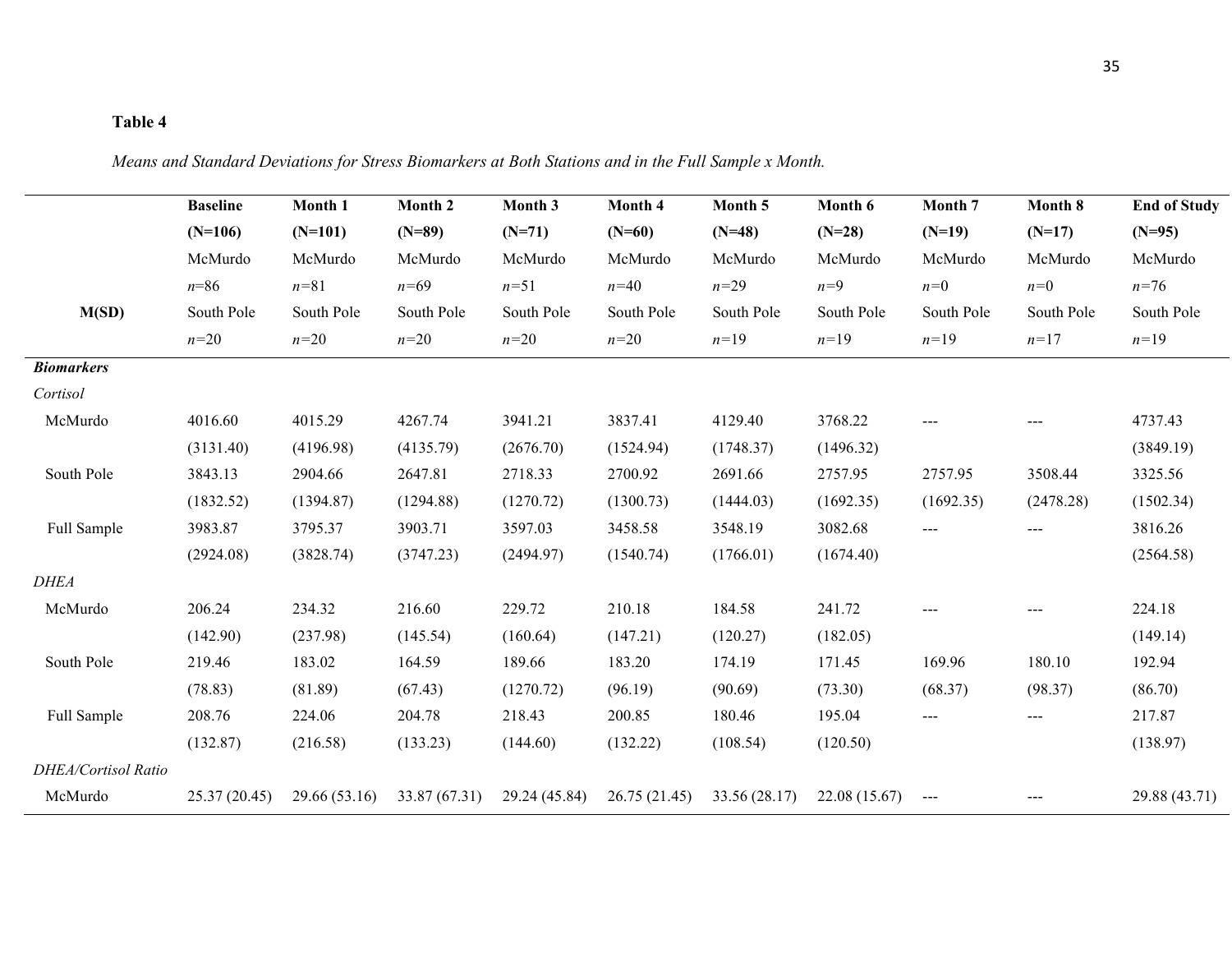**Table 4**

*Means and Standard Deviations for Stress Biomarkers at Both Stations and in the Full Sample x Month.*

| M(SD) | Baseline (N=106) McMurdo *n*=86 South Pole *n*=20 | Month 1 (N=101) McMurdo *n*=81 South Pole *n*=20 | Month 2 (N=89) McMurdo *n*=69 South Pole *n*=20 | Month 3 (N=71) McMurdo *n*=51 South Pole *n*=20 | Month 4 (N=60) McMurdo *n*=40 South Pole *n*=20 | Month 5 (N=48) McMurdo *n*=29 South Pole *n*=19 | Month 6 (N=28) McMurdo *n*=9 South Pole *n*=19 | Month 7 (N=19) McMurdo *n*=0 South Pole *n*=19 | Month 8 (N=17) McMurdo *n*=0 South Pole *n*=17 | End of Study (N=95) McMurdo *n*=76 South Pole *n*=19 |
|---|---|---|---|---|---|---|---|---|---|---|
| ***Biomarkers*** | | | | | | | | | | |
| *Cortisol* | | | | | | | | | | |
| McMurdo | 4016.60 (3131.40) | 4015.29 (4196.98) | 4267.74 (4135.79) | 3941.21 (2676.70) | 3837.41 (1524.94) | 4129.40 (1748.37) | 3768.22 (1496.32) | --- | --- | 4737.43 (3849.19) |
| South Pole | 3843.13 (1832.52) | 2904.66 (1394.87) | 2647.81 (1294.88) | 2718.33 (1270.72) | 2700.92 (1300.73) | 2691.66 (1444.03) | 2757.95 (1692.35) | 2757.95 (1692.35) | 3508.44 (2478.28) | 3325.56 (1502.34) |
| Full Sample | 3983.87 (2924.08) | 3795.37 (3828.74) | 3903.71 (3747.23) | 3597.03 (2494.97) | 3458.58 (1540.74) | 3548.19 (1766.01) | 3082.68 (1674.40) | --- | --- | 3816.26 (2564.58) |
| *DHEA* | | | | | | | | | | |
| McMurdo | 206.24 (142.90) | 234.32 (237.98) | 216.60 (145.54) | 229.72 (160.64) | 210.18 (147.21) | 184.58 (120.27) | 241.72 (182.05) | --- | --- | 224.18 (149.14) |
| South Pole | 219.46 (78.83) | 183.02 (81.89) | 164.59 (67.43) | 189.66 (1270.72) | 183.20 (96.19) | 174.19 (90.69) | 171.45 (73.30) | 169.96 (68.37) | 180.10 (98.37) | 192.94 (86.70) |
| Full Sample | 208.76 (132.87) | 224.06 (216.58) | 204.78 (133.23) | 218.43 (144.60) | 200.85 (132.22) | 180.46 (108.54) | 195.04 (120.50) | --- | --- | 217.87 (138.97) |
| *DHEA/Cortisol Ratio* | | | | | | | | | | |
| McMurdo | 25.37 (20.45) | 29.66 (53.16) | 33.87 (67.31) | 29.24 (45.84) | 26.75 (21.45) | 33.56 (28.17) | 22.08 (15.67) | --- | --- | 29.88 (43.71) |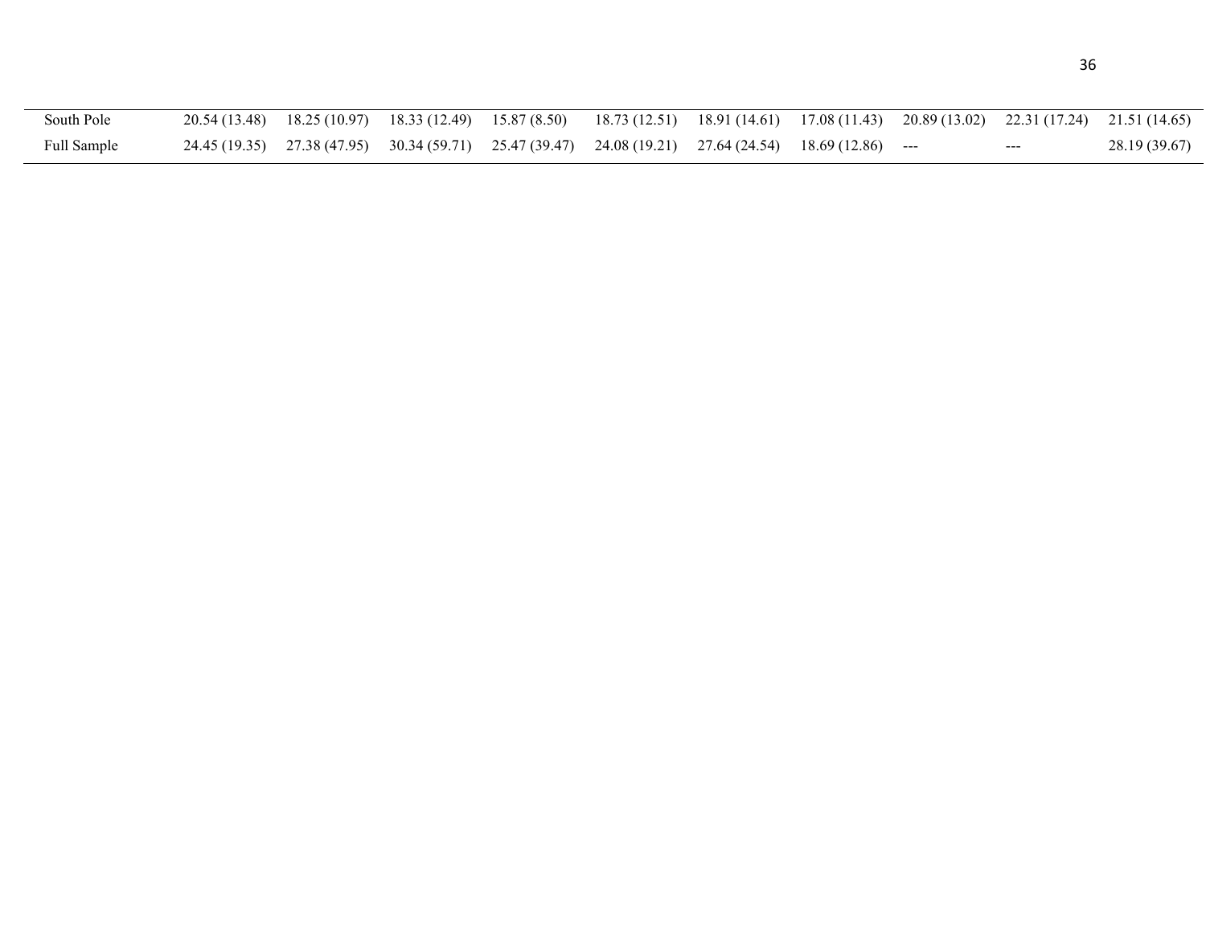| | | | | | | | | | | |
|---|---|---|---|---|---|---|---|---|---|---|
| South Pole | 20.54 (13.48) | 18.25 (10.97) | 18.33 (12.49) | 15.87 (8.50) | 18.73 (12.51) | 18.91 (14.61) | 17.08 (11.43) | 20.89 (13.02) | 22.31 (17.24) | 21.51 (14.65) |
| Full Sample | 24.45 (19.35) | 27.38 (47.95) | 30.34 (59.71) | 25.47 (39.47) | 24.08 (19.21) | 27.64 (24.54) | 18.69 (12.86) | --- | --- | 28.19 (39.67) |